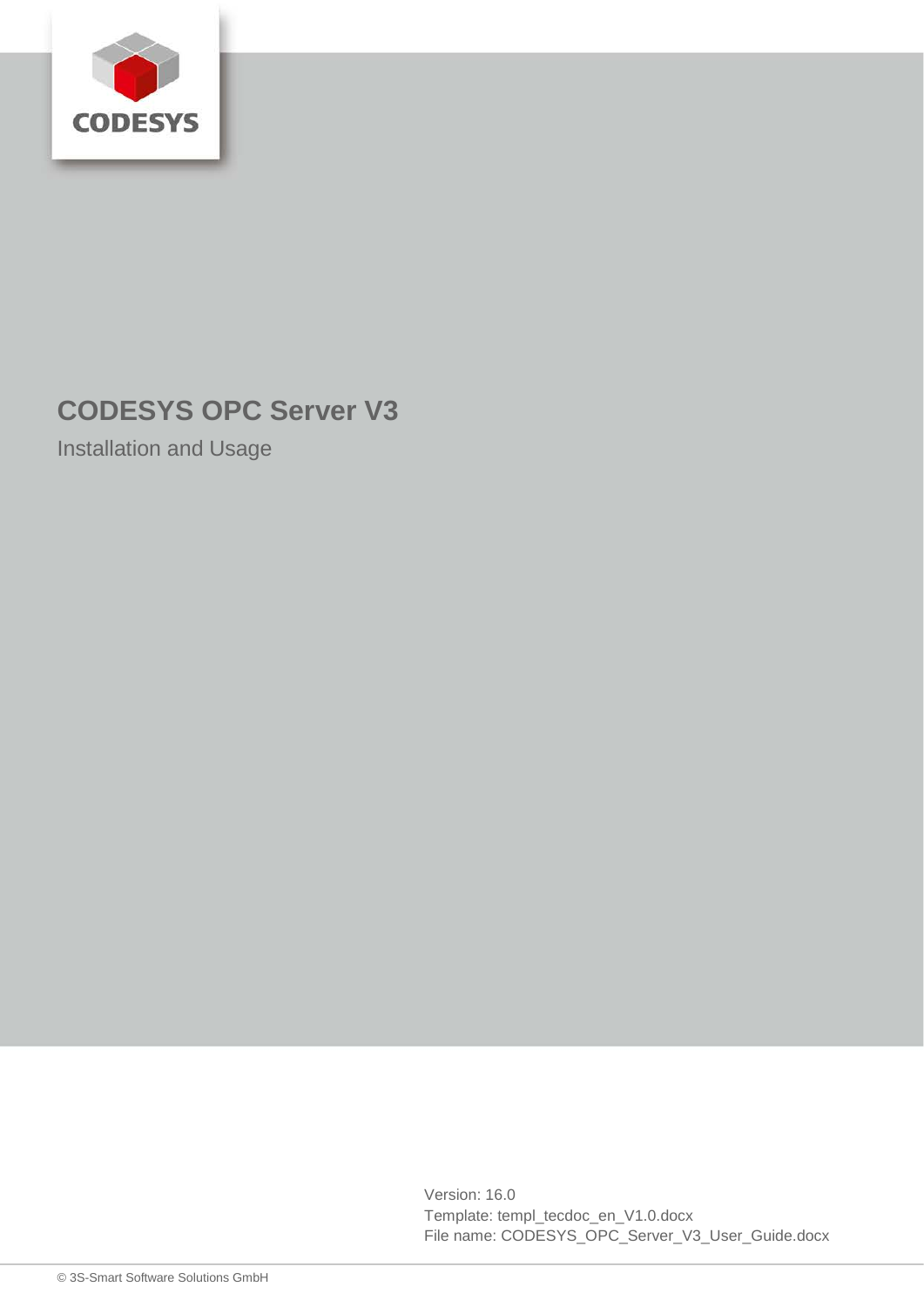# CODESYS OPC Server V3

Installation and Usage

Version: 16.0
Template: templ_tecdoc_en_V1.0.docx
File name: CODESYS_OPC_Server_V3_User_Guide.docx

© 3S-Smart Software Solutions GmbH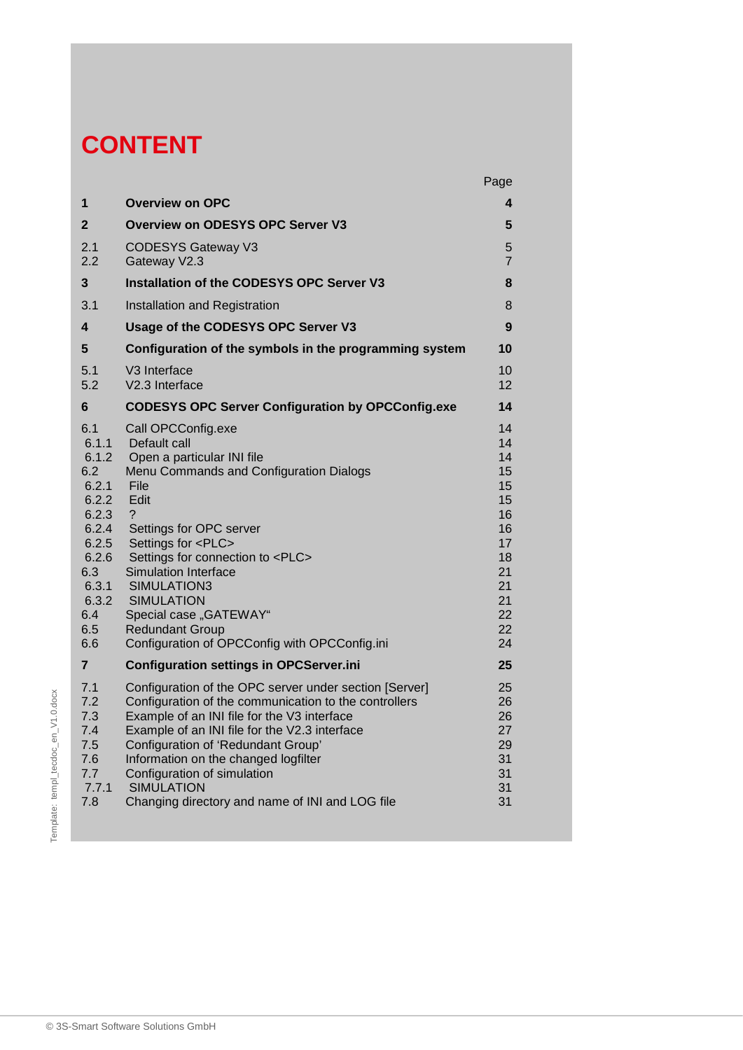# CONTENT

| | | Page |
|---|---|---|
| **1** | **Overview on OPC** | **4** |
| **2** | **Overview on ODESYS OPC Server V3** | **5** |
| 2.1 | CODESYS Gateway V3 | 5 |
| 2.2 | Gateway V2.3 | 7 |
| **3** | **Installation of the CODESYS OPC Server V3** | **8** |
| 3.1 | Installation and Registration | 8 |
| **4** | **Usage of the CODESYS OPC Server V3** | **9** |
| **5** | **Configuration of the symbols in the programming system** | **10** |
| 5.1 | V3 Interface | 10 |
| 5.2 | V2.3 Interface | 12 |
| **6** | **CODESYS OPC Server Configuration by OPCConfig.exe** | **14** |
| 6.1 | Call OPCConfig.exe | 14 |
| 6.1.1 | Default call | 14 |
| 6.1.2 | Open a particular INI file | 14 |
| 6.2 | Menu Commands and Configuration Dialogs | 15 |
| 6.2.1 | File | 15 |
| 6.2.2 | Edit | 15 |
| 6.2.3 | ? | 16 |
| 6.2.4 | Settings for OPC server | 16 |
| 6.2.5 | Settings for <PLC> | 17 |
| 6.2.6 | Settings for connection to <PLC> | 18 |
| 6.3 | Simulation Interface | 21 |
| 6.3.1 | SIMULATION3 | 21 |
| 6.3.2 | SIMULATION | 21 |
| 6.4 | Special case „GATEWAY“ | 22 |
| 6.5 | Redundant Group | 22 |
| 6.6 | Configuration of OPCConfig with OPCConfig.ini | 24 |
| **7** | **Configuration settings in OPCServer.ini** | **25** |
| 7.1 | Configuration of the OPC server under section [Server] | 25 |
| 7.2 | Configuration of the communication to the controllers | 26 |
| 7.3 | Example of an INI file for the V3 interface | 26 |
| 7.4 | Example of an INI file for the V2.3 interface | 27 |
| 7.5 | Configuration of 'Redundant Group' | 29 |
| 7.6 | Information on the changed logfilter | 31 |
| 7.7 | Configuration of simulation | 31 |
| 7.7.1 | SIMULATION | 31 |
| 7.8 | Changing directory and name of INI and LOG file | 31 |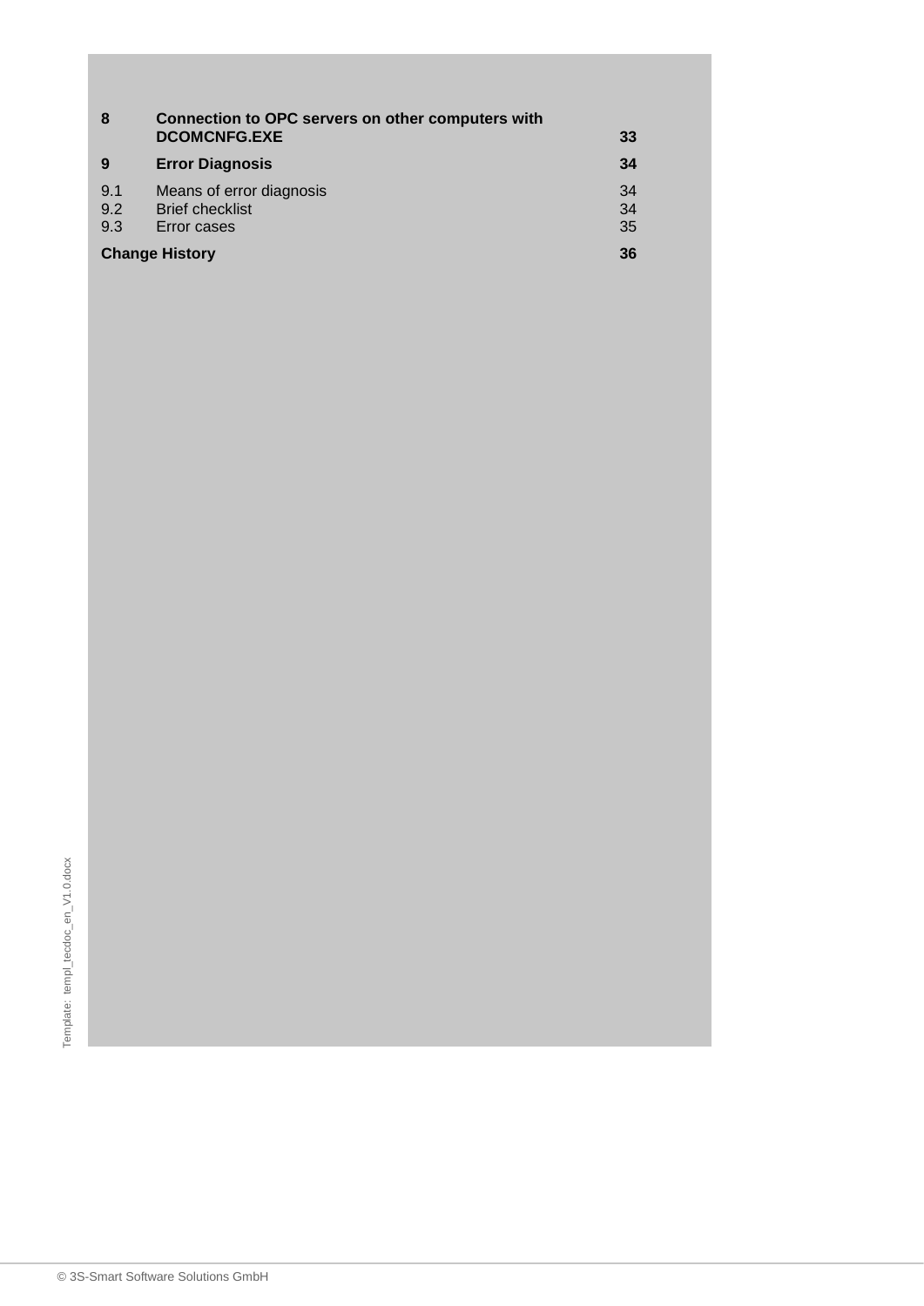| | | |
|---|---|---|
| **8** | **Connection to OPC servers on other computers with DCOMCNFG.EXE** | **33** |
| **9** | **Error Diagnosis** | **34** |
| 9.1 | Means of error diagnosis | 34 |
| 9.2 | Brief checklist | 34 |
| 9.3 | Error cases | 35 |
| **Change History** | | **36** |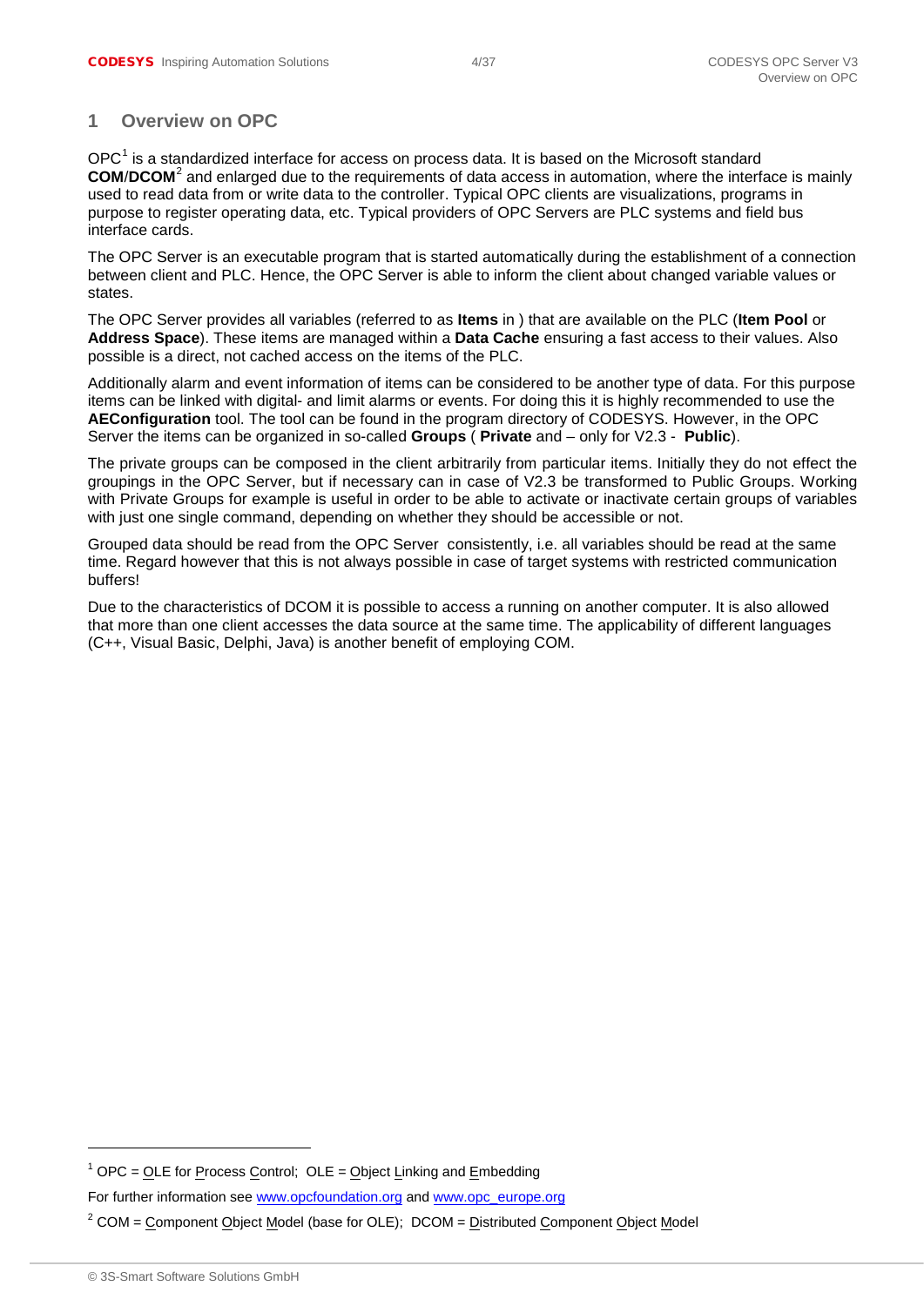# 1 Overview on OPC

OPC[1] is a standardized interface for access on process data. It is based on the Microsoft standard **COM/DCOM**[2] and enlarged due to the requirements of data access in automation, where the interface is mainly used to read data from or write data to the controller. Typical OPC clients are visualizations, programs in purpose to register operating data, etc. Typical providers of OPC Servers are PLC systems and field bus interface cards.

The OPC Server is an executable program that is started automatically during the establishment of a connection between client and PLC. Hence, the OPC Server is able to inform the client about changed variable values or states.

The OPC Server provides all variables (referred to as **Items** in ) that are available on the PLC (**Item Pool** or **Address Space**). These items are managed within a **Data Cache** ensuring a fast access to their values. Also possible is a direct, not cached access on the items of the PLC.

Additionally alarm and event information of items can be considered to be another type of data. For this purpose items can be linked with digital- and limit alarms or events. For doing this it is highly recommended to use the **AEConfiguration** tool. The tool can be found in the program directory of CODESYS. However, in the OPC Server the items can be organized in so-called **Groups** ( **Private** and – only for V2.3 - **Public**).

The private groups can be composed in the client arbitrarily from particular items. Initially they do not effect the groupings in the OPC Server, but if necessary can in case of V2.3 be transformed to Public Groups. Working with Private Groups for example is useful in order to be able to activate or inactivate certain groups of variables with just one single command, depending on whether they should be accessible or not.

Grouped data should be read from the OPC Server consistently, i.e. all variables should be read at the same time. Regard however that this is not always possible in case of target systems with restricted communication buffers!

Due to the characteristics of DCOM it is possible to access a running on another computer. It is also allowed that more than one client accesses the data source at the same time. The applicability of different languages (C++, Visual Basic, Delphi, Java) is another benefit of employing COM.

---

[1] OPC = OLE for Process Control; OLE = Object Linking and Embedding

For further information see www.opcfoundation.org and www.opc_europe.org

[2] COM = Component Object Model (base for OLE); DCOM = Distributed Component Object Model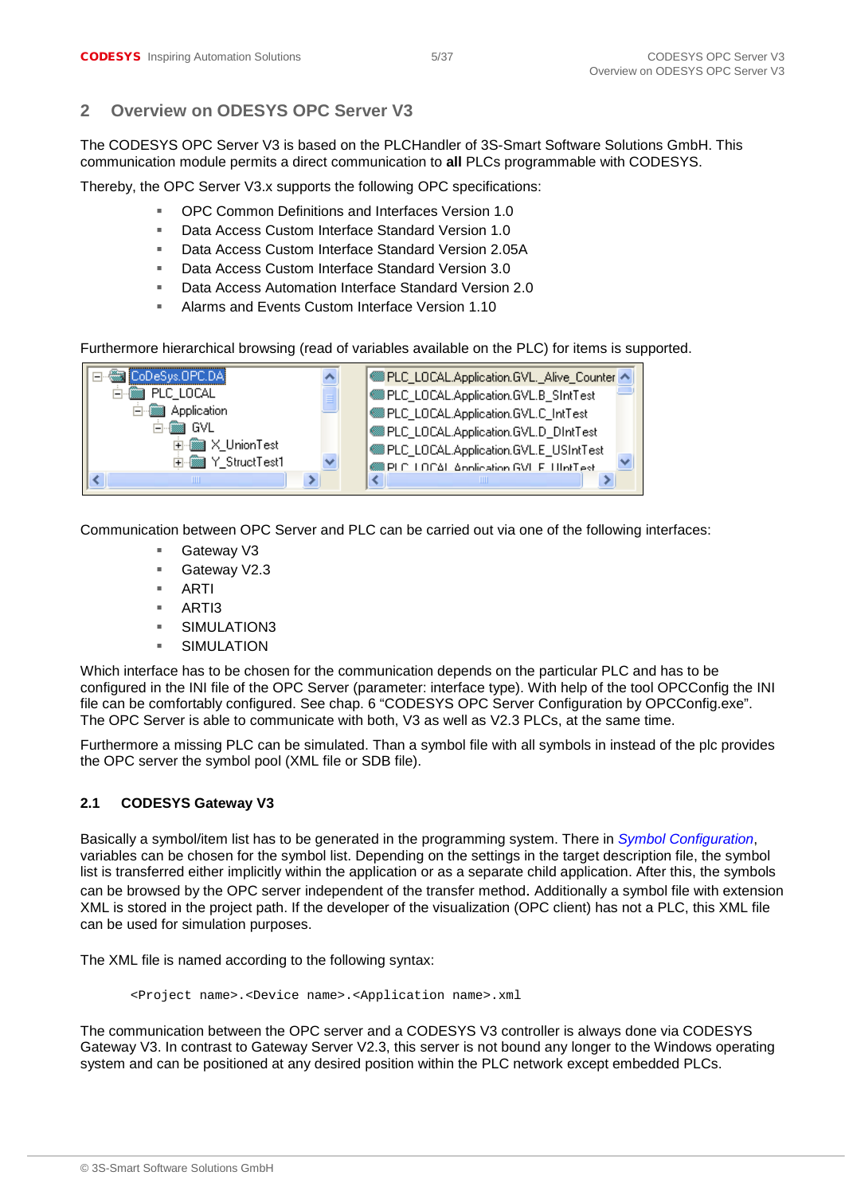## 2 Overview on ODESYS OPC Server V3

The CODESYS OPC Server V3 is based on the PLCHandler of 3S-Smart Software Solutions GmbH. This communication module permits a direct communication to **all** PLCs programmable with CODESYS.

Thereby, the OPC Server V3.x supports the following OPC specifications:

- OPC Common Definitions and Interfaces Version 1.0
- Data Access Custom Interface Standard Version 1.0
- Data Access Custom Interface Standard Version 2.05A
- Data Access Custom Interface Standard Version 3.0
- Data Access Automation Interface Standard Version 2.0
- Alarms and Events Custom Interface Version 1.10

Furthermore hierarchical browsing (read of variables available on the PLC) for items is supported.

Communication between OPC Server and PLC can be carried out via one of the following interfaces:

- Gateway V3
- Gateway V2.3
- ARTI
- ARTI3
- SIMULATION3
- SIMULATION

Which interface has to be chosen for the communication depends on the particular PLC and has to be configured in the INI file of the OPC Server (parameter: interface type). With help of the tool OPCConfig the INI file can be comfortably configured. See chap. 6 “CODESYS OPC Server Configuration by OPCConfig.exe”. The OPC Server is able to communicate with both, V3 as well as V2.3 PLCs, at the same time.

Furthermore a missing PLC can be simulated. Than a symbol file with all symbols in instead of the plc provides the OPC server the symbol pool (XML file or SDB file).

### 2.1 CODESYS Gateway V3

Basically a symbol/item list has to be generated in the programming system. There in *Symbol Configuration*, variables can be chosen for the symbol list. Depending on the settings in the target description file, the symbol list is transferred either implicitly within the application or as a separate child application. After this, the symbols can be browsed by the OPC server independent of the transfer method. Additionally a symbol file with extension XML is stored in the project path. If the developer of the visualization (OPC client) has not a PLC, this XML file can be used for simulation purposes.

The XML file is named according to the following syntax:

```
<Project name>.<Device name>.<Application name>.xml
```

The communication between the OPC server and a CODESYS V3 controller is always done via CODESYS Gateway V3. In contrast to Gateway Server V2.3, this server is not bound any longer to the Windows operating system and can be positioned at any desired position within the PLC network except embedded PLCs.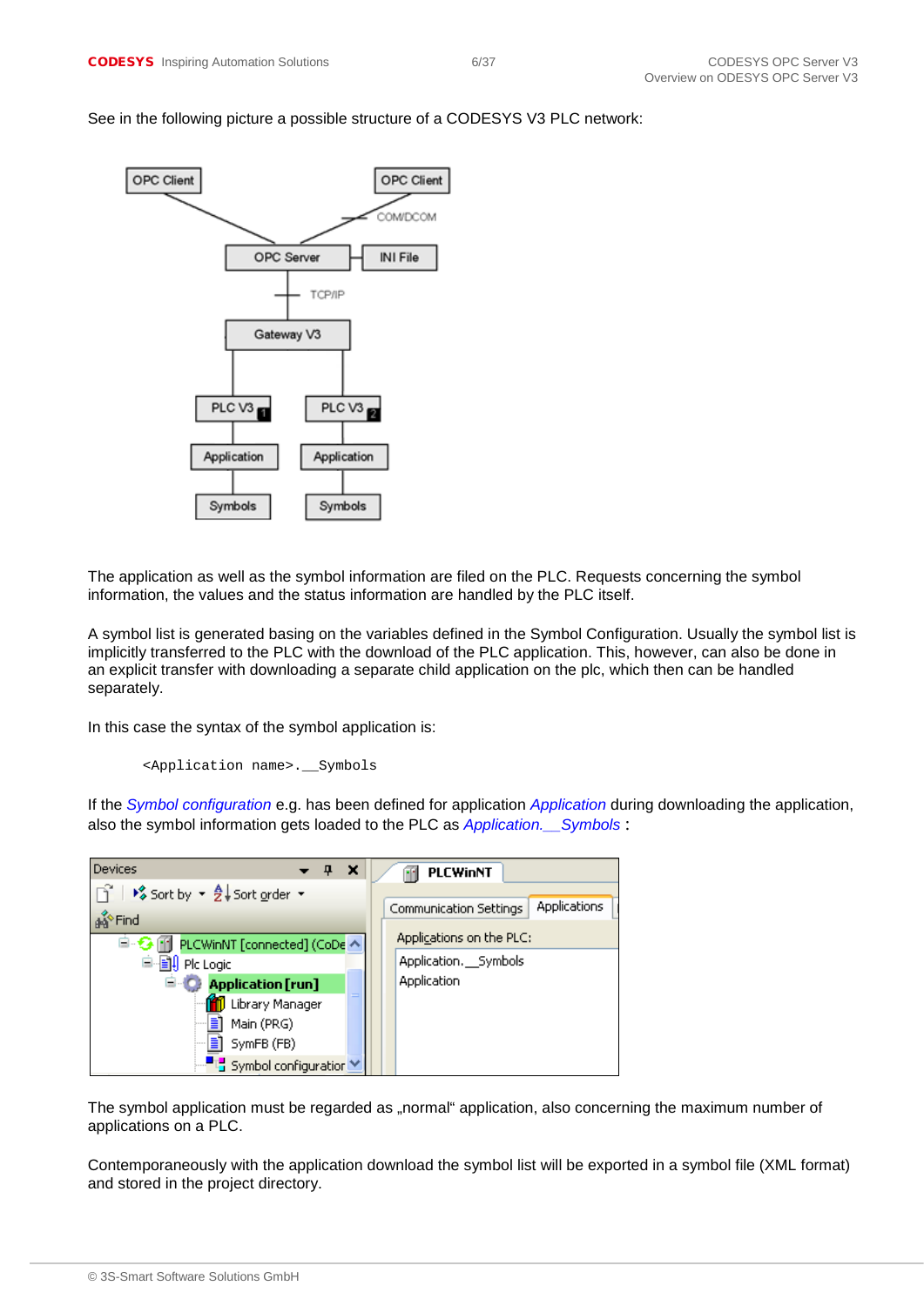See in the following picture a possible structure of a CODESYS V3 PLC network:

The application as well as the symbol information are filed on the PLC. Requests concerning the symbol information, the values and the status information are handled by the PLC itself.

A symbol list is generated basing on the variables defined in the Symbol Configuration. Usually the symbol list is implicitly transferred to the PLC with the download of the PLC application. This, however, can also be done in an explicit transfer with downloading a separate child application on the plc, which then can be handled separately.

In this case the syntax of the symbol application is:

```
<Application name>.__Symbols
```

If the *Symbol configuration* e.g. has been defined for application *Application* during downloading the application, also the symbol information gets loaded to the PLC as *Application.__Symbols* :

The symbol application must be regarded as „normal“ application, also concerning the maximum number of applications on a PLC.

Contemporaneously with the application download the symbol list will be exported in a symbol file (XML format) and stored in the project directory.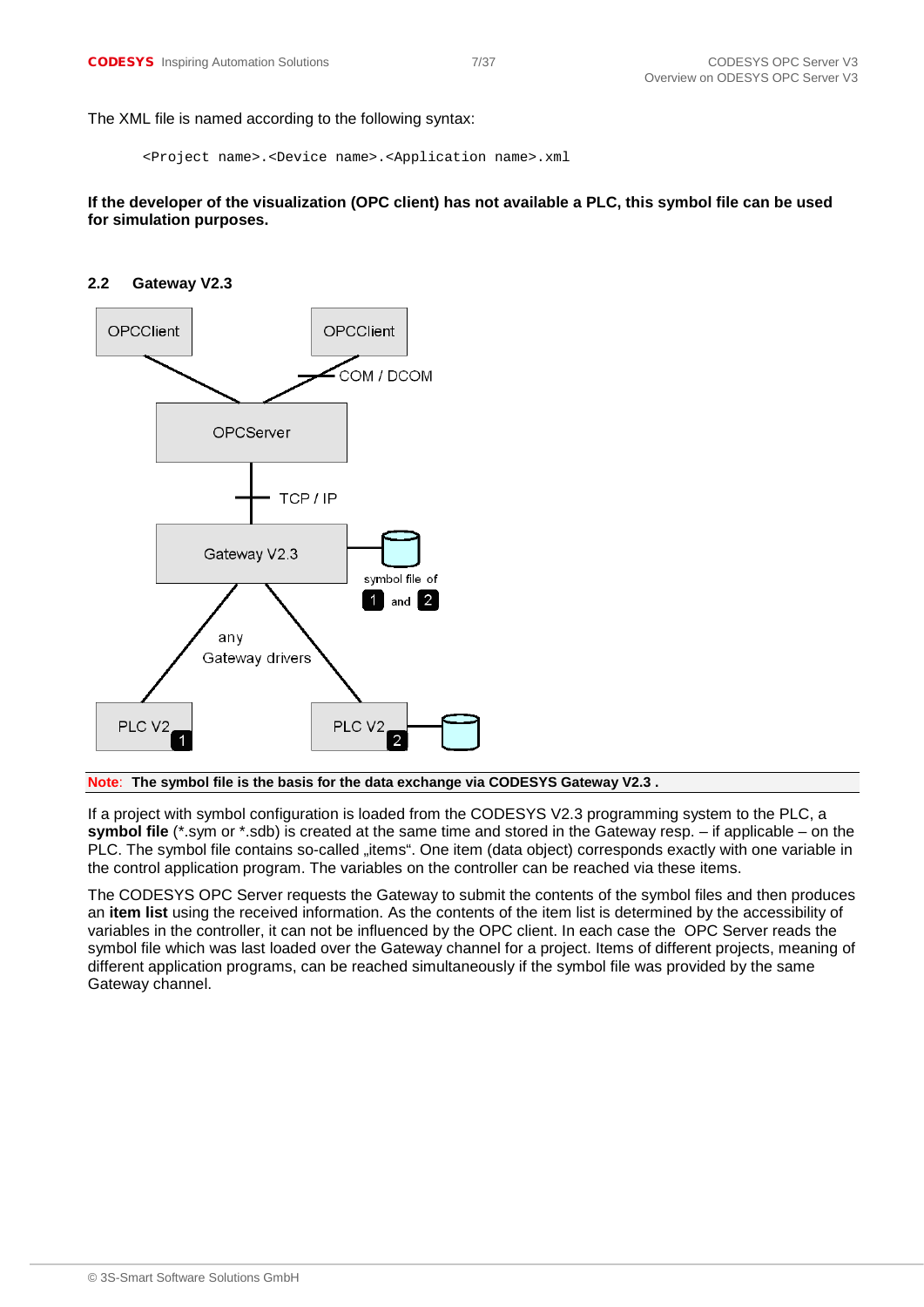The XML file is named according to the following syntax:

```
<Project name>.<Device name>.<Application name>.xml
```

**If the developer of the visualization (OPC client) has not available a PLC, this symbol file can be used for simulation purposes.**

## 2.2 Gateway V2.3

**Note: The symbol file is the basis for the data exchange via CODESYS Gateway V2.3 .**

If a project with symbol configuration is loaded from the CODESYS V2.3 programming system to the PLC, a **symbol file** (*.sym or *.sdb) is created at the same time and stored in the Gateway resp. – if applicable – on the PLC. The symbol file contains so-called „items“. One item (data object) corresponds exactly with one variable in the control application program. The variables on the controller can be reached via these items.

The CODESYS OPC Server requests the Gateway to submit the contents of the symbol files and then produces an **item list** using the received information. As the contents of the item list is determined by the accessibility of variables in the controller, it can not be influenced by the OPC client. In each case the OPC Server reads the symbol file which was last loaded over the Gateway channel for a project. Items of different projects, meaning of different application programs, can be reached simultaneously if the symbol file was provided by the same Gateway channel.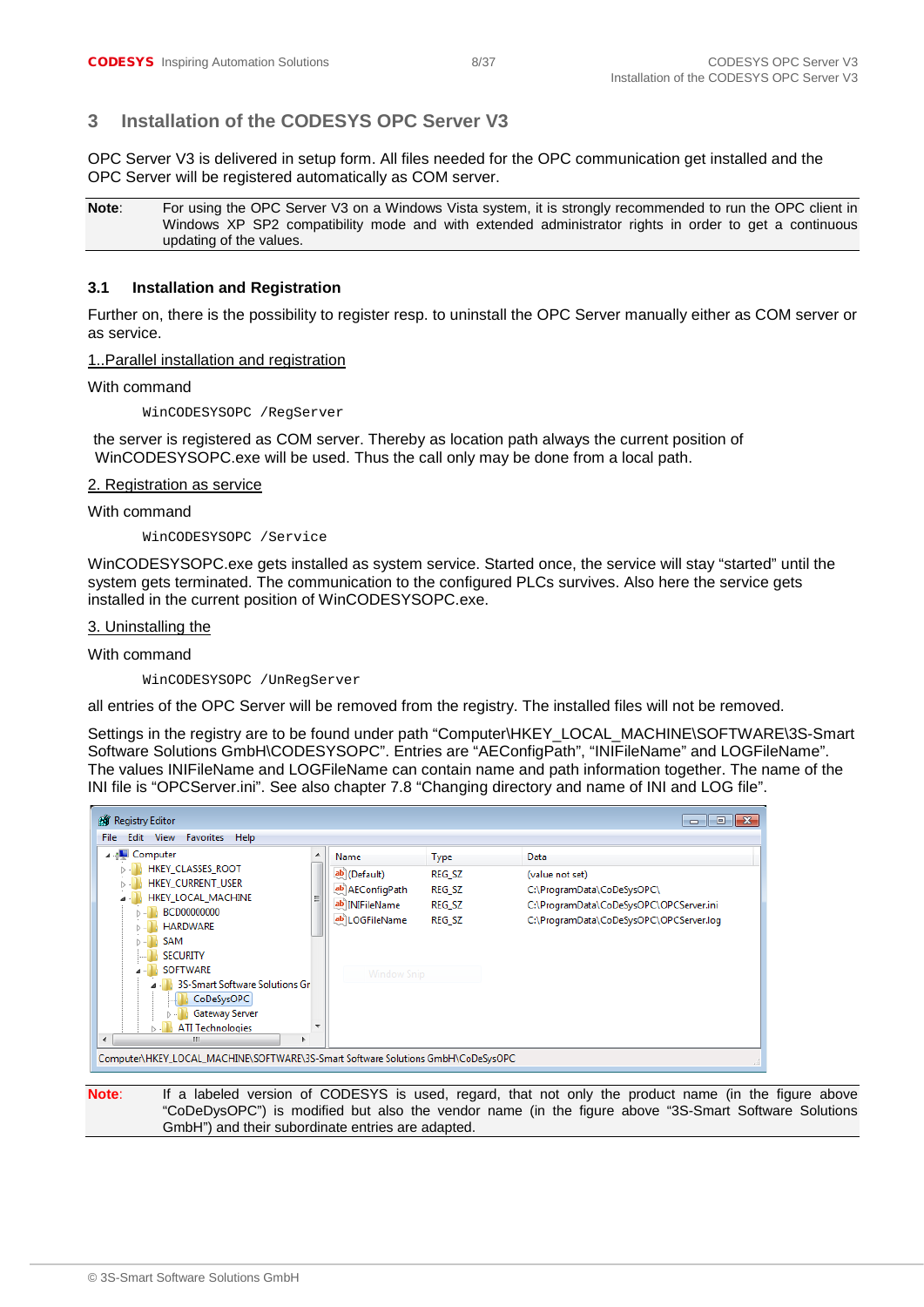# 3 Installation of the CODESYS OPC Server V3

OPC Server V3 is delivered in setup form. All files needed for the OPC communication get installed and the OPC Server will be registered automatically as COM server.

**Note**: For using the OPC Server V3 on a Windows Vista system, it is strongly recommended to run the OPC client in Windows XP SP2 compatibility mode and with extended administrator rights in order to get a continuous updating of the values.

## 3.1 Installation and Registration

Further on, there is the possibility to register resp. to uninstall the OPC Server manually either as COM server or as service.

1..Parallel installation and registration

With command

```
WinCODESYSOPC /RegServer
```

the server is registered as COM server. Thereby as location path always the current position of WinCODESYSOPC.exe will be used. Thus the call only may be done from a local path.

2. Registration as service

With command

```
WinCODESYSOPC /Service
```

WinCODESYSOPC.exe gets installed as system service. Started once, the service will stay "started" until the system gets terminated. The communication to the configured PLCs survives. Also here the service gets installed in the current position of WinCODESYSOPC.exe.

3. Uninstalling the

With command

```
WinCODESYSOPC /UnRegServer
```

all entries of the OPC Server will be removed from the registry. The installed files will not be removed.

Settings in the registry are to be found under path "Computer\HKEY_LOCAL_MACHINE\SOFTWARE\3S-Smart Software Solutions GmbH\CODESYSOPC". Entries are "AEConfigPath", "INIFileName" and LOGFileName". The values INIFileName and LOGFileName can contain name and path information together. The name of the INI file is "OPCServer.ini". See also chapter 7.8 "Changing directory and name of INI and LOG file".

| Name | Type | Data |
|---|---|---|
| (Default) | REG_SZ | (value not set) |
| AEConfigPath | REG_SZ | C:\ProgramData\CoDeSysOPC\ |
| INIFileName | REG_SZ | C:\ProgramData\CoDeSysOPC\OPCServer.ini |
| LOGFileName | REG_SZ | C:\ProgramData\CoDeSysOPC\OPCServer.log |

Computer\HKEY_LOCAL_MACHINE\SOFTWARE\3S-Smart Software Solutions GmbH\CoDeSysOPC

**Note**: If a labeled version of CODESYS is used, regard, that not only the product name (in the figure above "CoDeDysOPC") is modified but also the vendor name (in the figure above "3S-Smart Software Solutions GmbH") and their subordinate entries are adapted.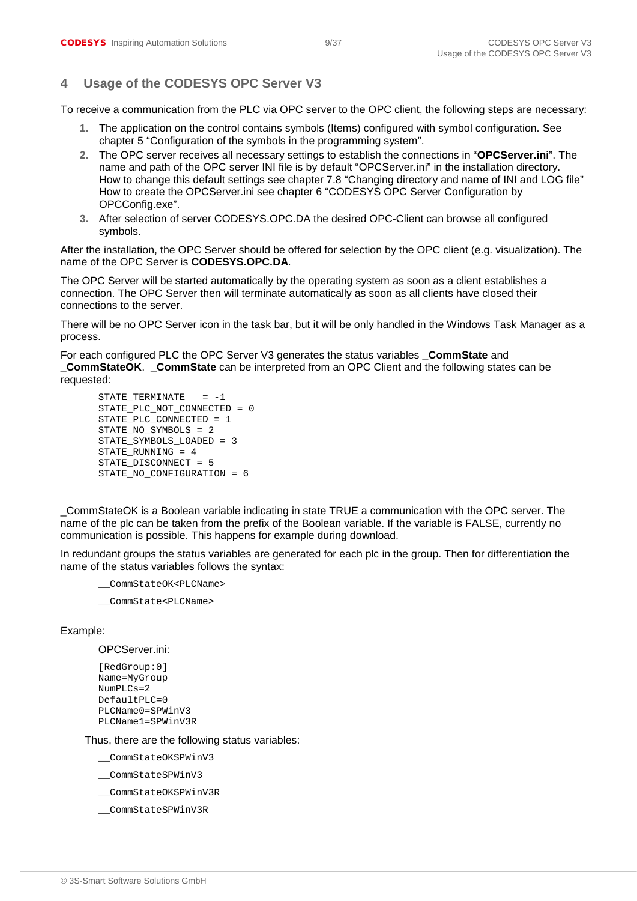# 4 Usage of the CODESYS OPC Server V3

To receive a communication from the PLC via OPC server to the OPC client, the following steps are necessary:

1. The application on the control contains symbols (Items) configured with symbol configuration. See chapter 5 “Configuration of the symbols in the programming system”.
2. The OPC server receives all necessary settings to establish the connections in “**OPCServer.ini**”. The name and path of the OPC server INI file is by default “OPCServer.ini” in the installation directory. How to change this default settings see chapter 7.8 “Changing directory and name of INI and LOG file” How to create the OPCServer.ini see chapter 6 “CODESYS OPC Server Configuration by OPCConfig.exe”.
3. After selection of server CODESYS.OPC.DA the desired OPC-Client can browse all configured symbols.

After the installation, the OPC Server should be offered for selection by the OPC client (e.g. visualization). The name of the OPC Server is **CODESYS.OPC.DA**.

The OPC Server will be started automatically by the operating system as soon as a client establishes a connection. The OPC Server then will terminate automatically as soon as all clients have closed their connections to the server.

There will be no OPC Server icon in the task bar, but it will be only handled in the Windows Task Manager as a process.

For each configured PLC the OPC Server V3 generates the status variables **_CommState** and **_CommStateOK**. **_CommState** can be interpreted from an OPC Client and the following states can be requested:

```
STATE_TERMINATE   = -1
STATE_PLC_NOT_CONNECTED = 0
STATE_PLC_CONNECTED = 1
STATE_NO_SYMBOLS = 2
STATE_SYMBOLS_LOADED = 3
STATE_RUNNING = 4
STATE_DISCONNECT = 5
STATE_NO_CONFIGURATION = 6
```

_CommStateOK is a Boolean variable indicating in state TRUE a communication with the OPC server. The name of the plc can be taken from the prefix of the Boolean variable. If the variable is FALSE, currently no communication is possible. This happens for example during download.

In redundant groups the status variables are generated for each plc in the group. Then for differentiation the name of the status variables follows the syntax:

```
__CommStateOK<PLCName>

__CommState<PLCName>
```

Example:

OPCServer.ini:

```
[RedGroup:0]
Name=MyGroup
NumPLCs=2
DefaultPLC=0
PLCName0=SPWinV3
PLCName1=SPWinV3R
```

Thus, there are the following status variables:

```
__CommStateOKSPWinV3

__CommStateSPWinV3

__CommStateOKSPWinV3R

__CommStateSPWinV3R
```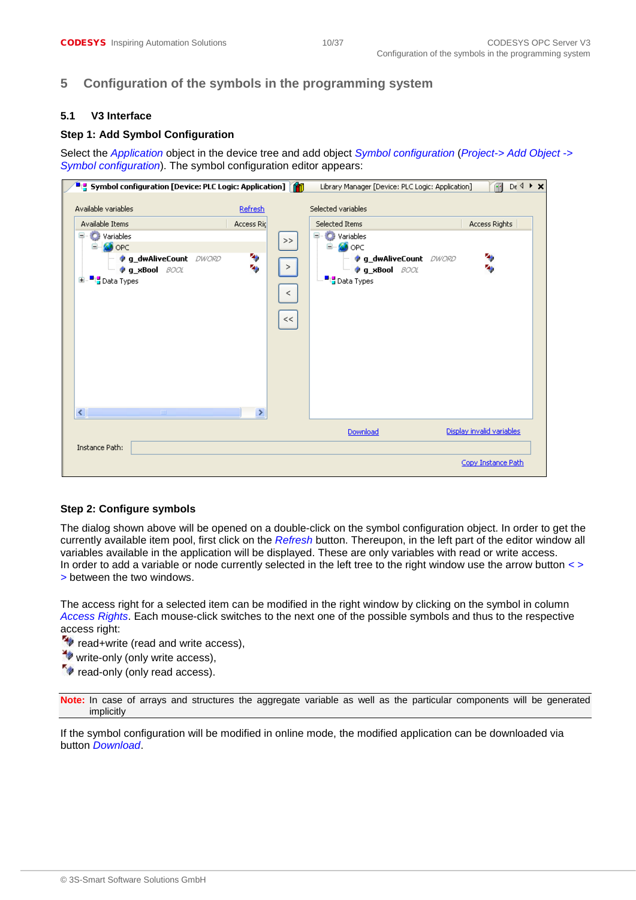# 5 Configuration of the symbols in the programming system

## 5.1 V3 Interface

### Step 1: Add Symbol Configuration

Select the *Application* object in the device tree and add object *Symbol configuration* (*Project-> Add Object -> Symbol configuration*). The symbol configuration editor appears:

### Step 2: Configure symbols

The dialog shown above will be opened on a double-click on the symbol configuration object. In order to get the currently available item pool, first click on the *Refresh* button. Thereupon, in the left part of the editor window all variables available in the application will be displayed. These are only variables with read or write access.
In order to add a variable or node currently selected in the left tree to the right window use the arrow button < > between the two windows.

The access right for a selected item can be modified in the right window by clicking on the symbol in column *Access Rights*. Each mouse-click switches to the next one of the possible symbols and thus to the respective access right:

- read+write (read and write access),
- write-only (only write access),
- read-only (only read access).

**Note:** In case of arrays and structures the aggregate variable as well as the particular components will be generated implicitly

If the symbol configuration will be modified in online mode, the modified application can be downloaded via button *Download*.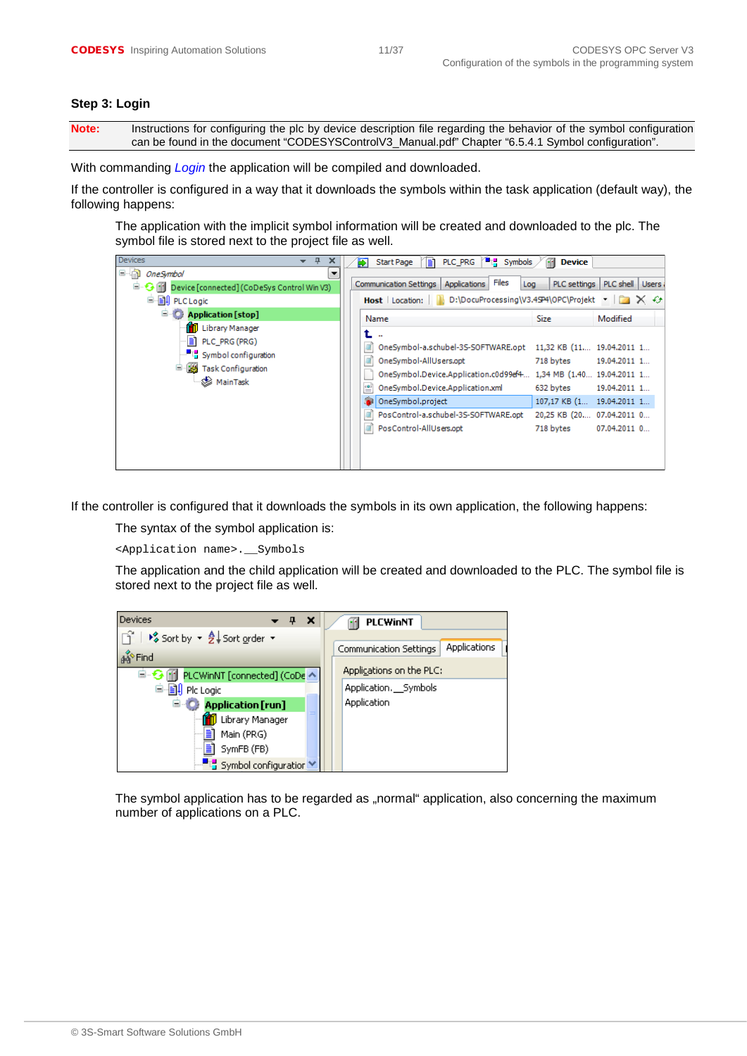### Step 3: Login

**Note:** Instructions for configuring the plc by device description file regarding the behavior of the symbol configuration can be found in the document “CODESYSControlV3_Manual.pdf” Chapter “6.5.4.1 Symbol configuration”.

With commanding *Login* the application will be compiled and downloaded.

If the controller is configured in a way that it downloads the symbols within the task application (default way), the following happens:

The application with the implicit symbol information will be created and downloaded to the plc. The symbol file is stored next to the project file as well.

If the controller is configured that it downloads the symbols in its own application, the following happens:

The syntax of the symbol application is:

```
<Application name>.__Symbols
```

The application and the child application will be created and downloaded to the PLC. The symbol file is stored next to the project file as well.

The symbol application has to be regarded as „normal“ application, also concerning the maximum number of applications on a PLC.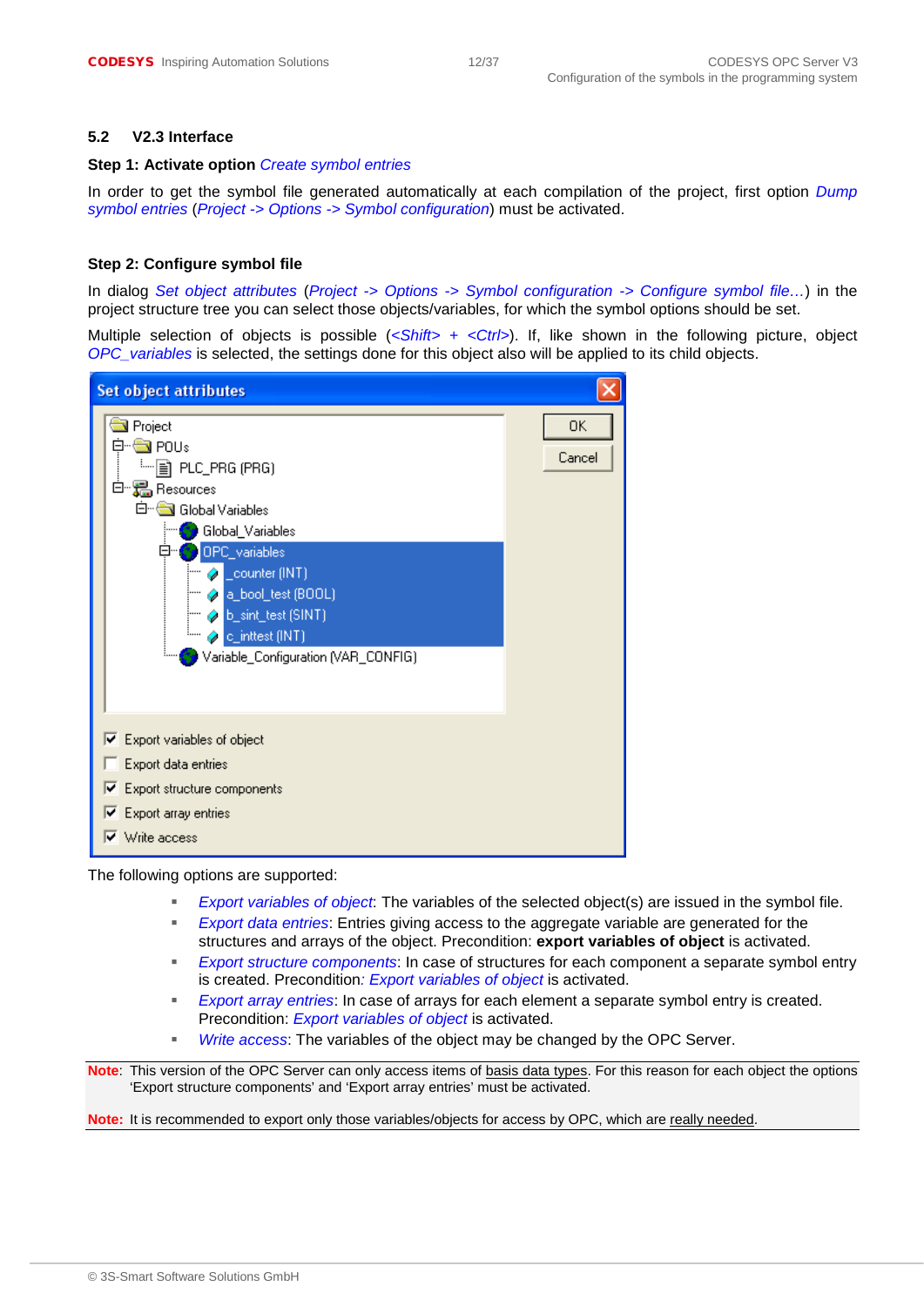## 5.2 V2.3 Interface

**Step 1: Activate option** *Create symbol entries*

In order to get the symbol file generated automatically at each compilation of the project, first option *Dump symbol entries* (*Project -> Options -> Symbol configuration*) must be activated.

**Step 2: Configure symbol file**

In dialog *Set object attributes* (*Project -> Options -> Symbol configuration -> Configure symbol file…*) in the project structure tree you can select those objects/variables, for which the symbol options should be set.

Multiple selection of objects is possible (*<Shift> + <Ctrl>*). If, like shown in the following picture, object *OPC_variables* is selected, the settings done for this object also will be applied to its child objects.

The following options are supported:

- *Export variables of object*: The variables of the selected object(s) are issued in the symbol file.
- *Export data entries*: Entries giving access to the aggregate variable are generated for the structures and arrays of the object. Precondition: **export variables of object** is activated.
- *Export structure components*: In case of structures for each component a separate symbol entry is created. Precondition*: Export variables of object* is activated.
- *Export array entries*: In case of arrays for each element a separate symbol entry is created. Precondition: *Export variables of object* is activated.
- *Write access*: The variables of the object may be changed by the OPC Server.

**Note**: This version of the OPC Server can only access items of basis data types. For this reason for each object the options 'Export structure components' and 'Export array entries' must be activated.

**Note:** It is recommended to export only those variables/objects for access by OPC, which are really needed.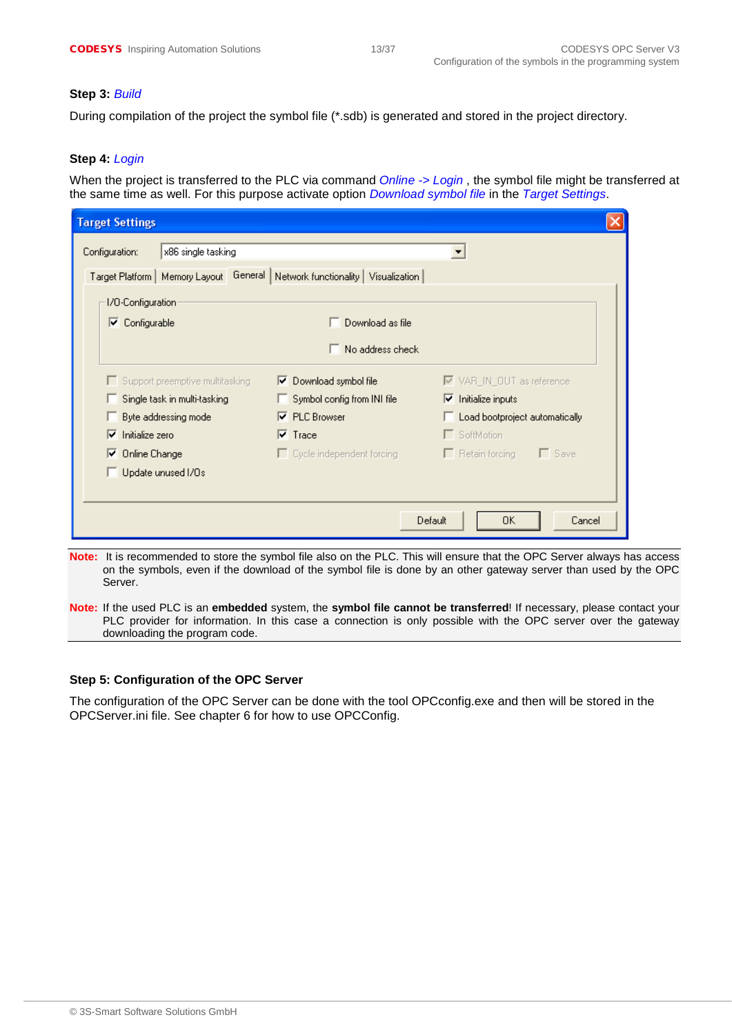**Step 3:** *Build*

During compilation of the project the symbol file (*.sdb) is generated and stored in the project directory.

**Step 4:** *Login*

When the project is transferred to the PLC via command *Online -> Login* , the symbol file might be transferred at the same time as well. For this purpose activate option *Download symbol file* in the *Target Settings*.

**Note:** It is recommended to store the symbol file also on the PLC. This will ensure that the OPC Server always has access on the symbols, even if the download of the symbol file is done by an other gateway server than used by the OPC Server.

**Note:** If the used PLC is an **embedded** system, the **symbol file cannot be transferred**! If necessary, please contact your PLC provider for information. In this case a connection is only possible with the OPC server over the gateway downloading the program code.

**Step 5: Configuration of the OPC Server**

The configuration of the OPC Server can be done with the tool OPCconfig.exe and then will be stored in the OPCServer.ini file. See chapter 6 for how to use OPCConfig.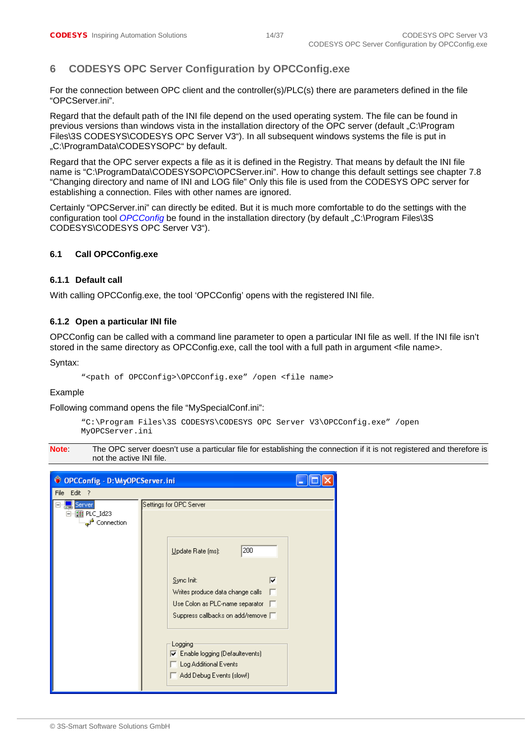# 6 CODESYS OPC Server Configuration by OPCConfig.exe

For the connection between OPC client and the controller(s)/PLC(s) there are parameters defined in the file "OPCServer.ini".

Regard that the default path of the INI file depend on the used operating system. The file can be found in previous versions than windows vista in the installation directory of the OPC server (default „C:\Program Files\3S CODESYS\CODESYS OPC Server V3"). In all subsequent windows systems the file is put in „C:\ProgramData\CODESYSOPC" by default.

Regard that the OPC server expects a file as it is defined in the Registry. That means by default the INI file name is "C:\ProgramData\CODESYSOPC\OPCServer.ini". How to change this default settings see chapter 7.8 "Changing directory and name of INI and LOG file" Only this file is used from the CODESYS OPC server for establishing a connection. Files with other names are ignored.

Certainly "OPCServer.ini" can directly be edited. But it is much more comfortable to do the settings with the configuration tool *OPCConfig* be found in the installation directory (by default „C:\Program Files\3S CODESYS\CODESYS OPC Server V3").

## 6.1 Call OPCConfig.exe

### 6.1.1 Default call

With calling OPCConfig.exe, the tool 'OPCConfig' opens with the registered INI file.

### 6.1.2 Open a particular INI file

OPCConfig can be called with a command line parameter to open a particular INI file as well. If the INI file isn't stored in the same directory as OPCConfig.exe, call the tool with a full path in argument <file name>.

Syntax:

```
"<path of OPCConfig>\OPCConfig.exe" /open <file name>
```

Example

Following command opens the file "MySpecialConf.ini":

```
"C:\Program Files\3S CODESYS\CODESYS OPC Server V3\OPCConfig.exe" /open
MyOPCServer.ini
```

**Note**: The OPC server doesn't use a particular file for establishing the connection if it is not registered and therefore is not the active INI file.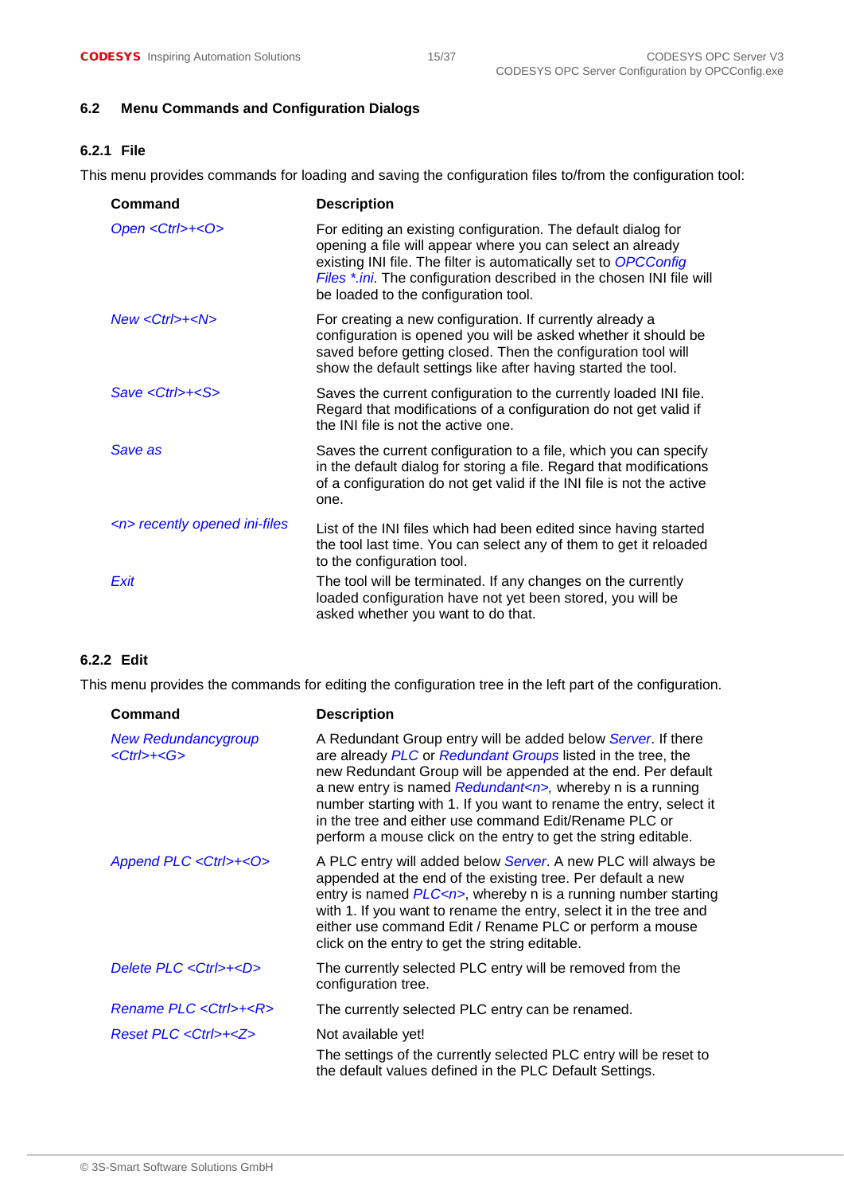## 6.2 Menu Commands and Configuration Dialogs

### 6.2.1 File

This menu provides commands for loading and saving the configuration files to/from the configuration tool:

| Command | Description |
|---|---|
| *Open <Ctrl>+<O>* | For editing an existing configuration. The default dialog for opening a file will appear where you can select an already existing INI file. The filter is automatically set to *OPCConfig Files *.ini*. The configuration described in the chosen INI file will be loaded to the configuration tool. |
| *New <Ctrl>+<N>* | For creating a new configuration. If currently already a configuration is opened you will be asked whether it should be saved before getting closed. Then the configuration tool will show the default settings like after having started the tool. |
| *Save <Ctrl>+<S>* | Saves the current configuration to the currently loaded INI file. Regard that modifications of a configuration do not get valid if the INI file is not the active one. |
| *Save as* | Saves the current configuration to a file, which you can specify in the default dialog for storing a file. Regard that modifications of a configuration do not get valid if the INI file is not the active one. |
| *<n> recently opened ini-files* | List of the INI files which had been edited since having started the tool last time. You can select any of them to get it reloaded to the configuration tool. |
| *Exit* | The tool will be terminated. If any changes on the currently loaded configuration have not yet been stored, you will be asked whether you want to do that. |

### 6.2.2 Edit

This menu provides the commands for editing the configuration tree in the left part of the configuration.

| Command | Description |
|---|---|
| *New Redundancygroup <Ctrl>+<G>* | A Redundant Group entry will be added below *Server*. If there are already *PLC* or *Redundant Groups* listed in the tree, the new Redundant Group will be appended at the end. Per default a new entry is named *Redundant<n>,* whereby n is a running number starting with 1. If you want to rename the entry, select it in the tree and either use command Edit/Rename PLC or perform a mouse click on the entry to get the string editable. |
| *Append PLC <Ctrl>+<O>* | A PLC entry will added below *Server*. A new PLC will always be appended at the end of the existing tree. Per default a new entry is named *PLC<n>*, whereby n is a running number starting with 1. If you want to rename the entry, select it in the tree and either use command Edit / Rename PLC or perform a mouse click on the entry to get the string editable. |
| *Delete PLC <Ctrl>+<D>* | The currently selected PLC entry will be removed from the configuration tree. |
| *Rename PLC <Ctrl>+<R>* | The currently selected PLC entry can be renamed. |
| *Reset PLC <Ctrl>+<Z>* | Not available yet!<br>The settings of the currently selected PLC entry will be reset to the default values defined in the PLC Default Settings. |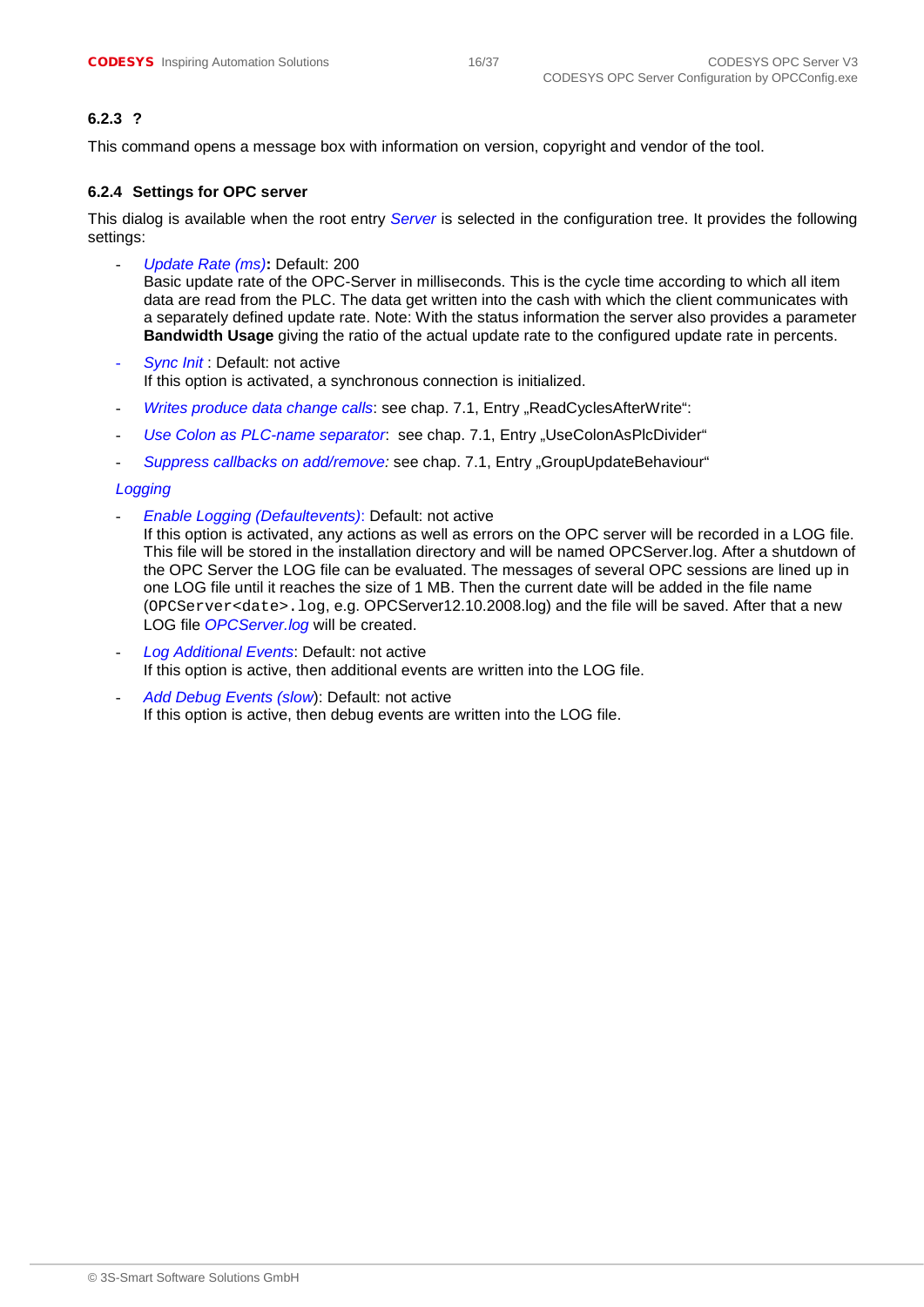### 6.2.3 ?

This command opens a message box with information on version, copyright and vendor of the tool.

### 6.2.4 Settings for OPC server

This dialog is available when the root entry *Server* is selected in the configuration tree. It provides the following settings:

- *Update Rate (ms)***:** Default: 200
  Basic update rate of the OPC-Server in milliseconds. This is the cycle time according to which all item data are read from the PLC. The data get written into the cash with which the client communicates with a separately defined update rate. Note: With the status information the server also provides a parameter **Bandwidth Usage** giving the ratio of the actual update rate to the configured update rate in percents.
- *Sync Init* : Default: not active
  If this option is activated, a synchronous connection is initialized.
- *Writes produce data change calls*: see chap. 7.1, Entry „ReadCyclesAfterWrite“:
- *Use Colon as PLC-name separator*: see chap. 7.1, Entry „UseColonAsPlcDivider“
- *Suppress callbacks on add/remove:* see chap. 7.1, Entry „GroupUpdateBehaviour“

*Logging*

- *Enable Logging (Defaultevents)*: Default: not active
  If this option is activated, any actions as well as errors on the OPC server will be recorded in a LOG file. This file will be stored in the installation directory and will be named OPCServer.log. After a shutdown of the OPC Server the LOG file can be evaluated. The messages of several OPC sessions are lined up in one LOG file until it reaches the size of 1 MB. Then the current date will be added in the file name (`OPCServer<date>.log`, e.g. OPCServer12.10.2008.log) and the file will be saved. After that a new LOG file *OPCServer.log* will be created.
- *Log Additional Events*: Default: not active
  If this option is active, then additional events are written into the LOG file.
- *Add Debug Events (slow*): Default: not active
  If this option is active, then debug events are written into the LOG file.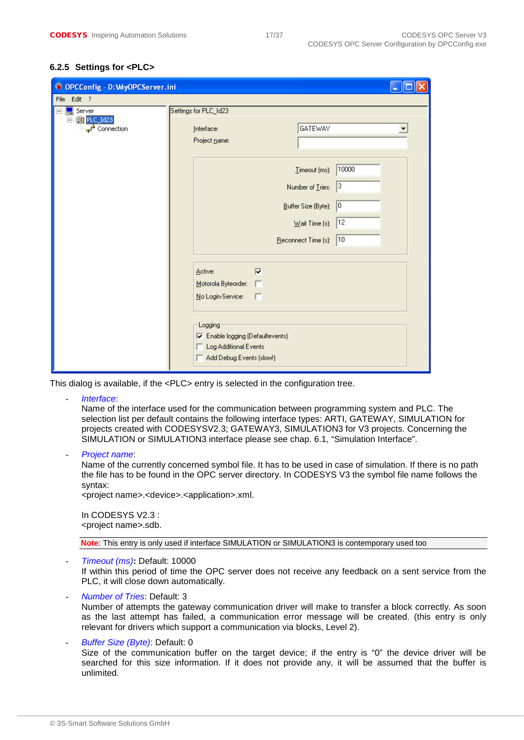### 6.2.5 Settings for <PLC>

This dialog is available, if the <PLC> entry is selected in the configuration tree.

- *Interface*:
  Name of the interface used for the communication between programming system and PLC. The selection list per default contains the following interface types: ARTI, GATEWAY, SIMULATION for projects created with CODESYSV2.3; GATEWAY3, SIMULATION3 for V3 projects. Concerning the SIMULATION or SIMULATION3 interface please see chap. 6.1, “Simulation Interface”.

- *Project name*:
  Name of the currently concerned symbol file. It has to be used in case of simulation. If there is no path the file has to be found in the OPC server directory. In CODESYS V3 the symbol file name follows the syntax:
  <project name>.<device>.<application>.xml.

  In CODESYS V2.3 :
  <project name>.sdb.

**Note**: This entry is only used if interface SIMULATION or SIMULATION3 is contemporary used too

- *Timeout (ms)*: Default: 10000
  If within this period of time the OPC server does not receive any feedback on a sent service from the PLC, it will close down automatically.

- *Number of Tries*: Default: 3
  Number of attempts the gateway communication driver will make to transfer a block correctly. As soon as the last attempt has failed, a communication error message will be created. (this entry is only relevant for drivers which support a communication via blocks, Level 2).

- *Buffer Size (Byte)*: Default: 0
  Size of the communication buffer on the target device; if the entry is “0” the device driver will be searched for this size information. If it does not provide any, it will be assumed that the buffer is unlimited.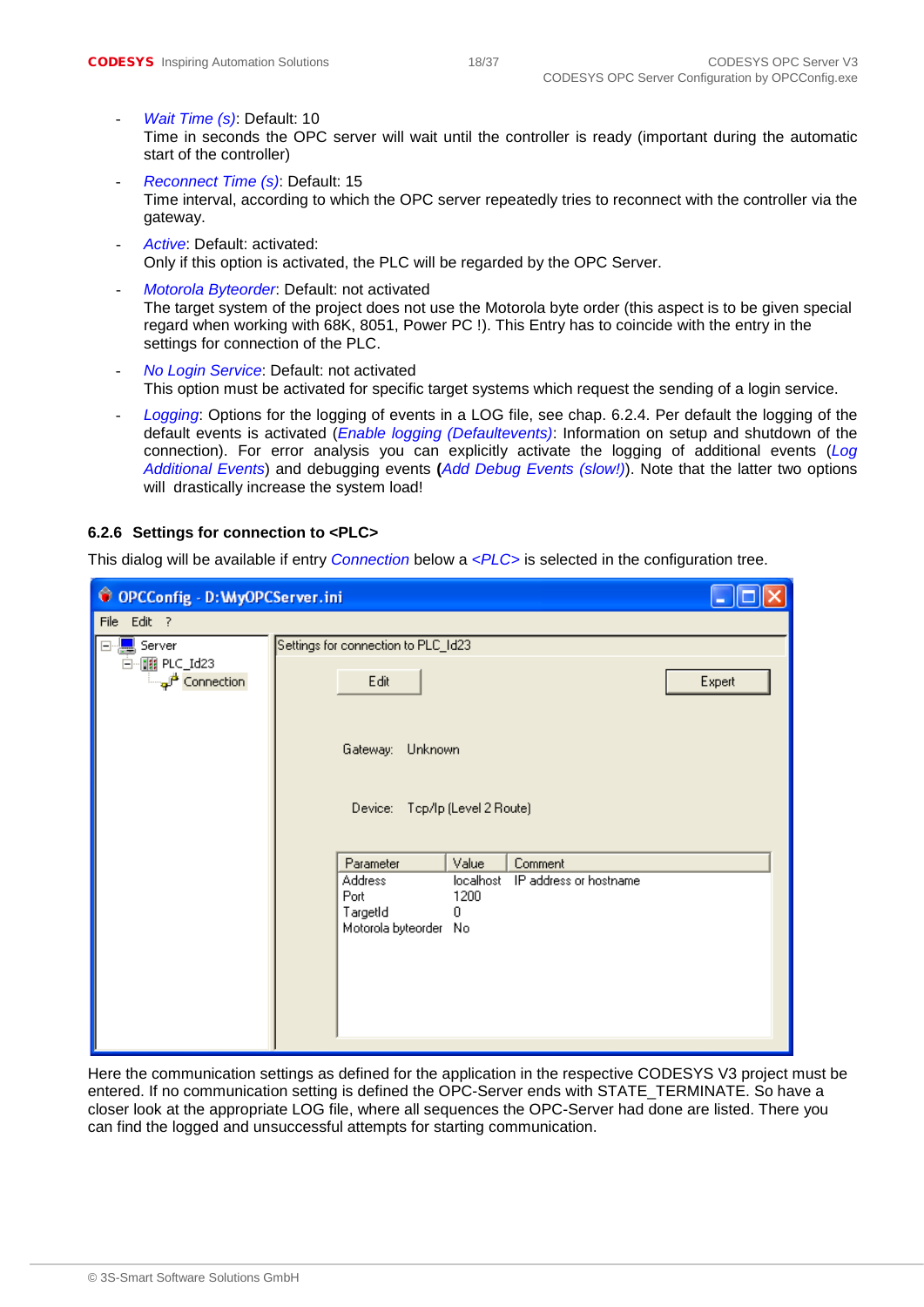- *Wait Time (s)*: Default: 10
  Time in seconds the OPC server will wait until the controller is ready (important during the automatic start of the controller)
- *Reconnect Time (s)*: Default: 15
  Time interval, according to which the OPC server repeatedly tries to reconnect with the controller via the gateway.
- *Active*: Default: activated:
  Only if this option is activated, the PLC will be regarded by the OPC Server.
- *Motorola Byteorder*: Default: not activated
  The target system of the project does not use the Motorola byte order (this aspect is to be given special regard when working with 68K, 8051, Power PC !). This Entry has to coincide with the entry in the settings for connection of the PLC.
- *No Login Service*: Default: not activated
  This option must be activated for specific target systems which request the sending of a login service.
- *Logging*: Options for the logging of events in a LOG file, see chap. 6.2.4. Per default the logging of the default events is activated (*Enable logging (Defaultevents)*: Information on setup and shutdown of the connection). For error analysis you can explicitly activate the logging of additional events (*Log Additional Events*) and debugging events **(***Add Debug Events (slow!)*). Note that the latter two options will drastically increase the system load!

### 6.2.6 Settings for connection to <PLC>

This dialog will be available if entry *Connection* below a *<PLC>* is selected in the configuration tree.

Here the communication settings as defined for the application in the respective CODESYS V3 project must be entered. If no communication setting is defined the OPC-Server ends with STATE_TERMINATE. So have a closer look at the appropriate LOG file, where all sequences the OPC-Server had done are listed. There you can find the logged and unsuccessful attempts for starting communication.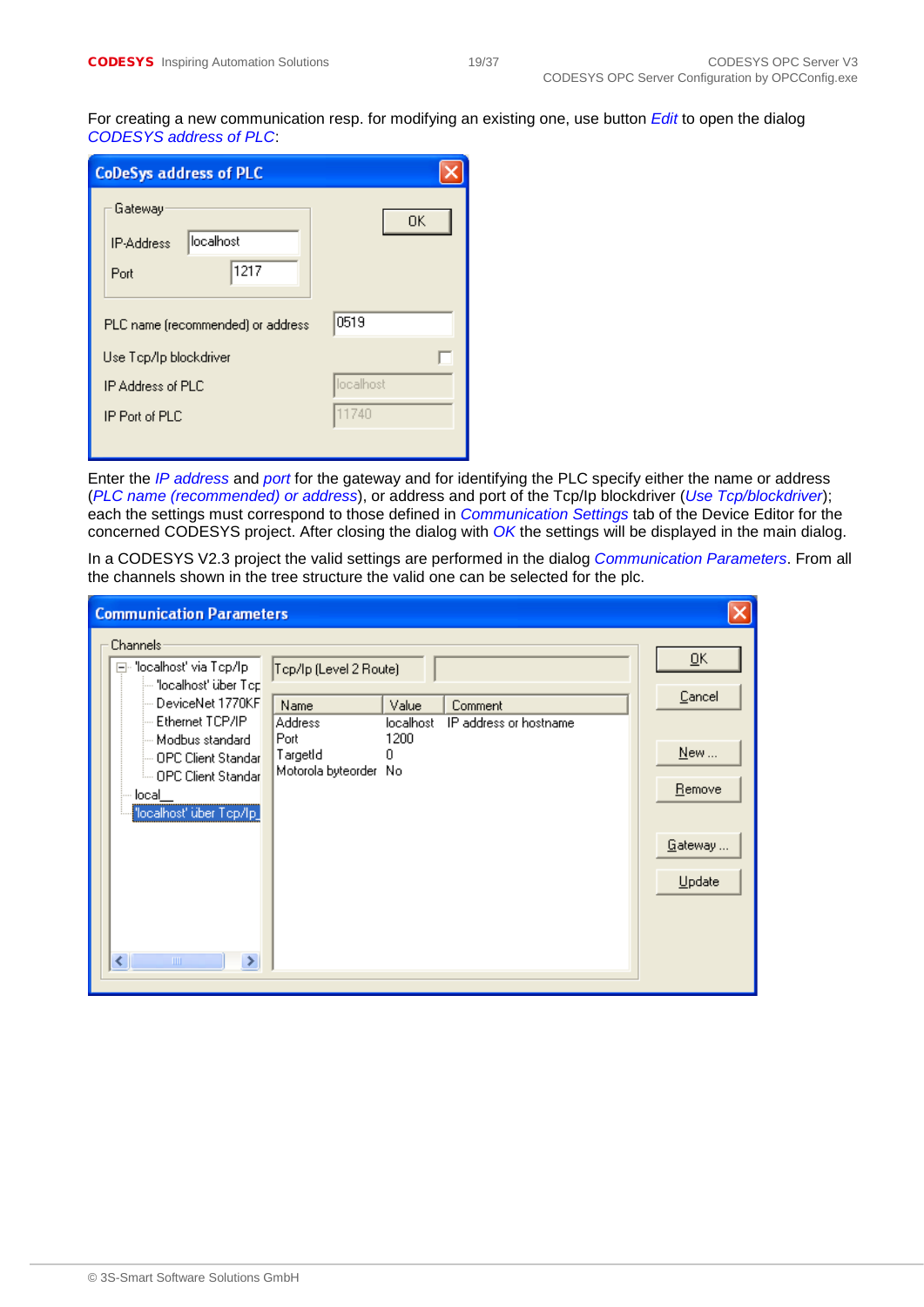For creating a new communication resp. for modifying an existing one, use button *Edit* to open the dialog *CODESYS address of PLC*:

**CoDeSys address of PLC**

| Field | Value |
|---|---|
| Gateway – IP-Address | localhost |
| Gateway – Port | 1217 |
| PLC name (recommended) or address | 0519 |
| Use Tcp/Ip blockdriver | ☐ |
| IP Address of PLC | localhost |
| IP Port of PLC | 11740 |

Enter the *IP address* and *port* for the gateway and for identifying the PLC specify either the name or address (*PLC name (recommended) or address*), or address and port of the Tcp/Ip blockdriver (*Use Tcp/blockdriver*); each the settings must correspond to those defined in *Communication Settings* tab of the Device Editor for the concerned CODESYS project. After closing the dialog with *OK* the settings will be displayed in the main dialog.

In a CODESYS V2.3 project the valid settings are performed in the dialog *Communication Parameters*. From all the channels shown in the tree structure the valid one can be selected for the plc.

**Communication Parameters**

Channels:
- 'localhost' via Tcp/Ip
  - 'localhost' über Tcp
  - DeviceNet 1770KF
  - Ethernet TCP/IP
  - Modbus standard
  - OPC Client Standar
  - OPC Client Standar
- local_
  - 'localhost' über Tcp/Ip

Tcp/Ip (Level 2 Route)

| Name | Value | Comment |
|---|---|---|
| Address | localhost | IP address or hostname |
| Port | 1200 | |
| TargetId | 0 | |
| Motorola byteorder | No | |

Buttons: OK, Cancel, New ..., Remove, Gateway ..., Update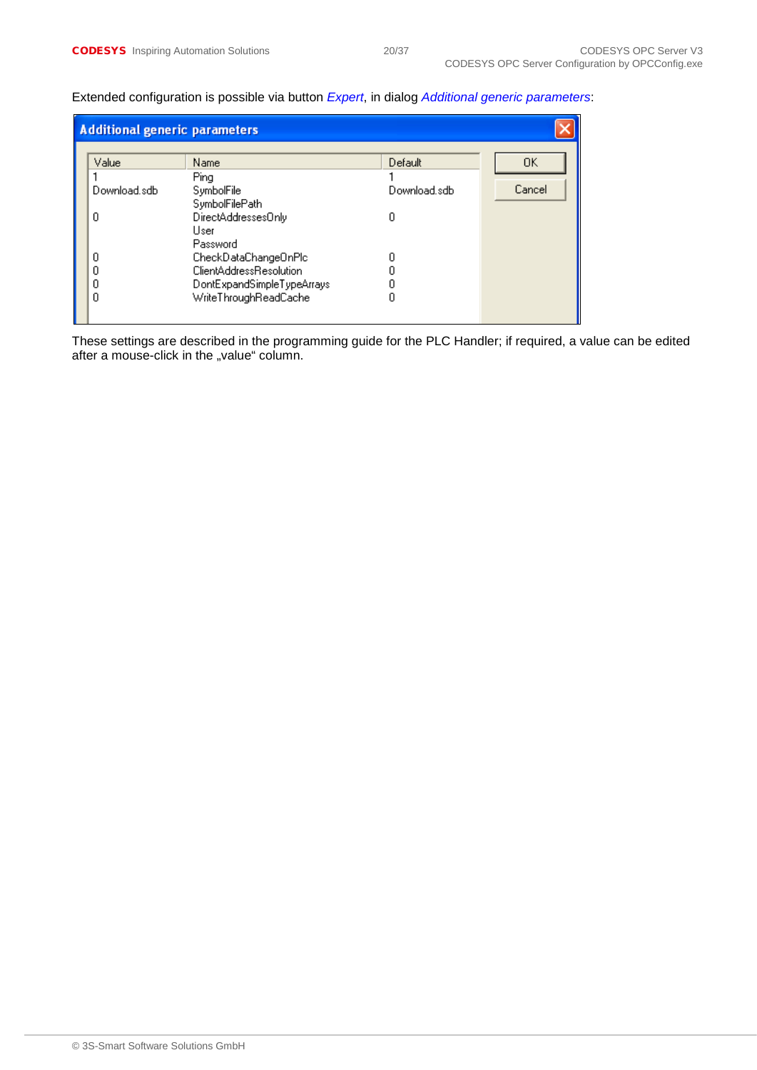Extended configuration is possible via button *Expert*, in dialog *Additional generic parameters*:

**Additional generic parameters**

| Value | Name | Default |
| --- | --- | --- |
| 1 | Ping | 1 |
| Download.sdb | SymbolFile | Download.sdb |
| | SymbolFilePath | |
| 0 | DirectAddressesOnly | 0 |
| | User | |
| | Password | |
| 0 | CheckDataChangeOnPlc | 0 |
| 0 | ClientAddressResolution | 0 |
| 0 | DontExpandSimpleTypeArrays | 0 |
| 0 | WriteThroughReadCache | 0 |

OK | Cancel

These settings are described in the programming guide for the PLC Handler; if required, a value can be edited after a mouse-click in the „value" column.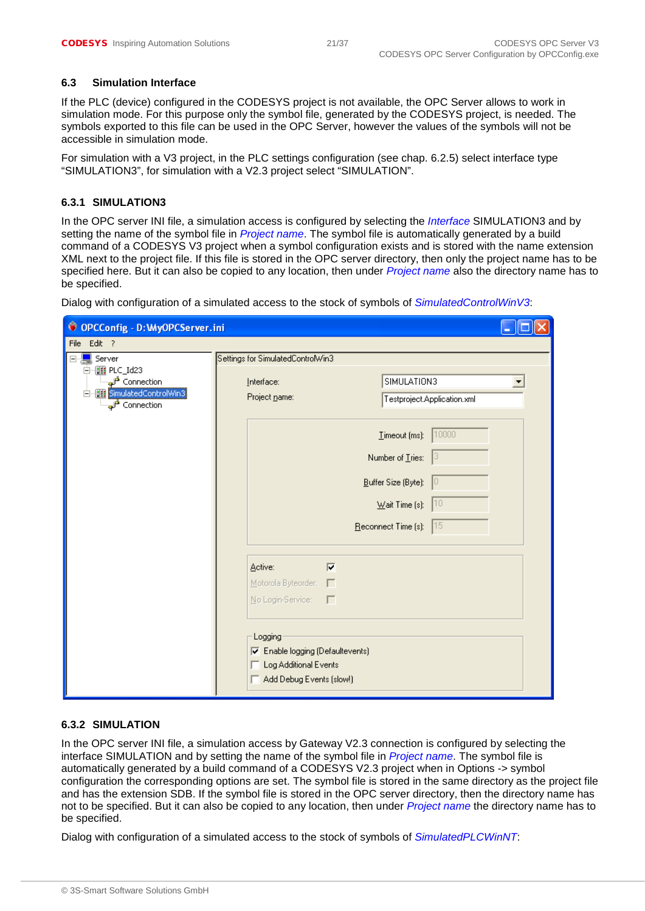## 6.3 Simulation Interface

If the PLC (device) configured in the CODESYS project is not available, the OPC Server allows to work in simulation mode. For this purpose only the symbol file, generated by the CODESYS project, is needed. The symbols exported to this file can be used in the OPC Server, however the values of the symbols will not be accessible in simulation mode.

For simulation with a V3 project, in the PLC settings configuration (see chap. 6.2.5) select interface type "SIMULATION3", for simulation with a V2.3 project select "SIMULATION".

### 6.3.1 SIMULATION3

In the OPC server INI file, a simulation access is configured by selecting the *Interface* SIMULATION3 and by setting the name of the symbol file in *Project name*. The symbol file is automatically generated by a build command of a CODESYS V3 project when a symbol configuration exists and is stored with the name extension XML next to the project file. If this file is stored in the OPC server directory, then only the project name has to be specified here. But it can also be copied to any location, then under *Project name* also the directory name has to be specified.

Dialog with configuration of a simulated access to the stock of symbols of *SimulatedControlWinV3*:

OPCConfig - D:\MyOPCServer.ini

File Edit ?

- Server
  - PLC_Id23
    - Connection
  - SimulatedControlWin3
    - Connection

Settings for SimulatedControlWin3

Interface: SIMULATION3

Project name: Testproject.Application.xml

Timeout (ms): 10000

Number of Tries: 3

Buffer Size (Byte): 0

Wait Time (s): 10

Reconnect Time (s): 15

Active: ☑

Motorola Byteorder: ☐

No Login-Service: ☐

Logging

☑ Enable logging (Defaultevents)

☐ Log Additional Events

☐ Add Debug Events (slow!)

### 6.3.2 SIMULATION

In the OPC server INI file, a simulation access by Gateway V2.3 connection is configured by selecting the interface SIMULATION and by setting the name of the symbol file in *Project name*. The symbol file is automatically generated by a build command of a CODESYS V2.3 project when in Options -> symbol configuration the corresponding options are set. The symbol file is stored in the same directory as the project file and has the extension SDB. If the symbol file is stored in the OPC server directory, then the directory name has not to be specified. But it can also be copied to any location, then under *Project name* the directory name has to be specified.

Dialog with configuration of a simulated access to the stock of symbols of *SimulatedPLCWinNT*: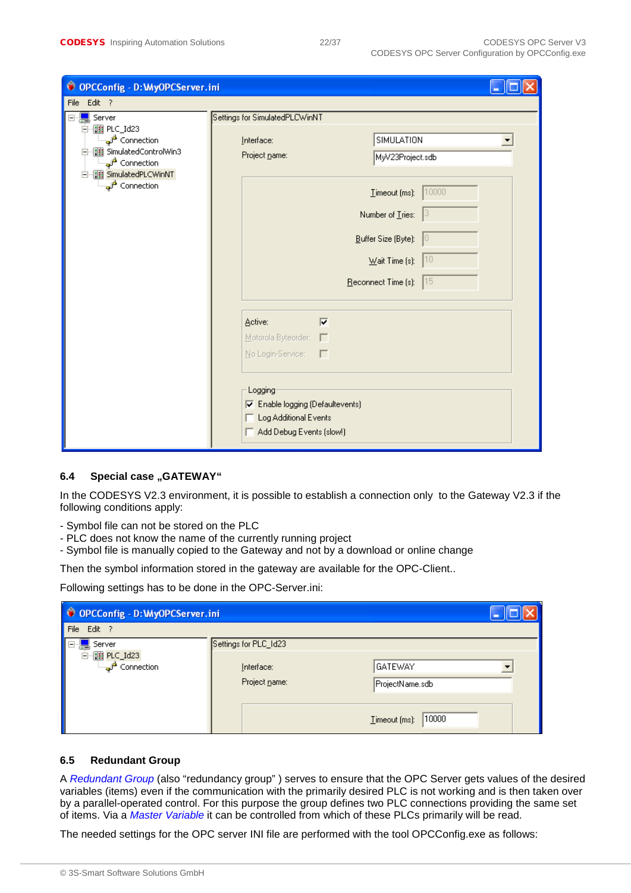## 6.4 Special case „GATEWAY“

In the CODESYS V2.3 environment, it is possible to establish a connection only  to the Gateway V2.3 if the following conditions apply:

- Symbol file can not be stored on the PLC
- PLC does not know the name of the currently running project
- Symbol file is manually copied to the Gateway and not by a download or online change

Then the symbol information stored in the gateway are available for the OPC-Client..

Following settings has to be done in the OPC-Server.ini:

## 6.5 Redundant Group

A *Redundant Group* (also “redundancy group” ) serves to ensure that the OPC Server gets values of the desired variables (items) even if the communication with the primarily desired PLC is not working and is then taken over by a parallel-operated control. For this purpose the group defines two PLC connections providing the same set of items. Via a *Master Variable* it can be controlled from which of these PLCs primarily will be read.

The needed settings for the OPC server INI file are performed with the tool OPCConfig.exe as follows: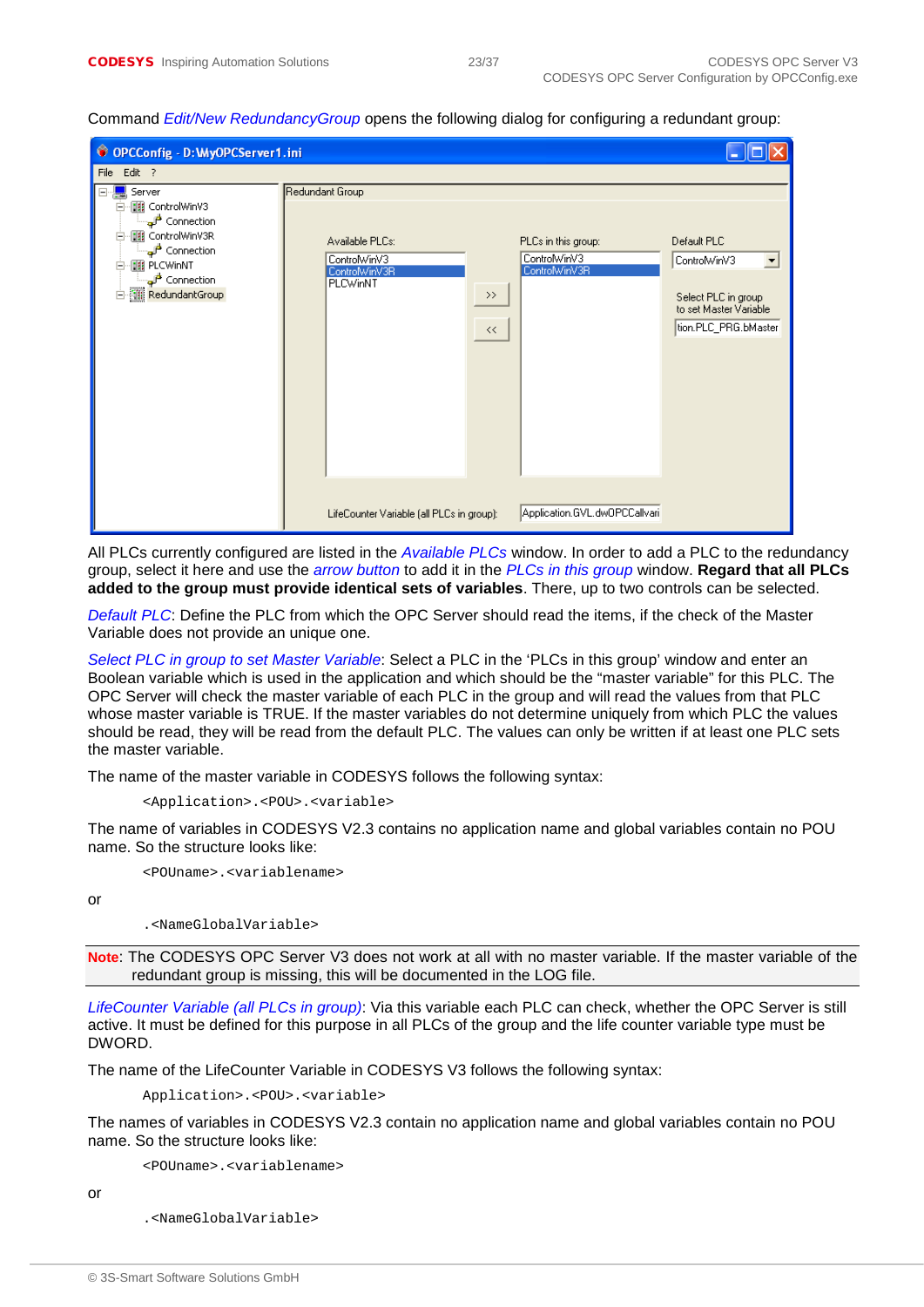Command *Edit/New RedundancyGroup* opens the following dialog for configuring a redundant group:

All PLCs currently configured are listed in the *Available PLCs* window. In order to add a PLC to the redundancy group, select it here and use the *arrow button* to add it in the *PLCs in this group* window. **Regard that all PLCs added to the group must provide identical sets of variables**. There, up to two controls can be selected.

*Default PLC*: Define the PLC from which the OPC Server should read the items, if the check of the Master Variable does not provide an unique one.

*Select PLC in group to set Master Variable*: Select a PLC in the 'PLCs in this group' window and enter an Boolean variable which is used in the application and which should be the "master variable" for this PLC. The OPC Server will check the master variable of each PLC in the group and will read the values from that PLC whose master variable is TRUE. If the master variables do not determine uniquely from which PLC the values should be read, they will be read from the default PLC. The values can only be written if at least one PLC sets the master variable.

The name of the master variable in CODESYS follows the following syntax:

```
<Application>.<POU>.<variable>
```

The name of variables in CODESYS V2.3 contains no application name and global variables contain no POU name. So the structure looks like:

```
<POUname>.<variablename>
```

or

```
.<NameGlobalVariable>
```

**Note**: The CODESYS OPC Server V3 does not work at all with no master variable. If the master variable of the redundant group is missing, this will be documented in the LOG file.

*LifeCounter Variable (all PLCs in group)*: Via this variable each PLC can check, whether the OPC Server is still active. It must be defined for this purpose in all PLCs of the group and the life counter variable type must be DWORD.

The name of the LifeCounter Variable in CODESYS V3 follows the following syntax:

```
Application>.<POU>.<variable>
```

The names of variables in CODESYS V2.3 contain no application name and global variables contain no POU name. So the structure looks like:

```
<POUname>.<variablename>
```

or

```
.<NameGlobalVariable>
```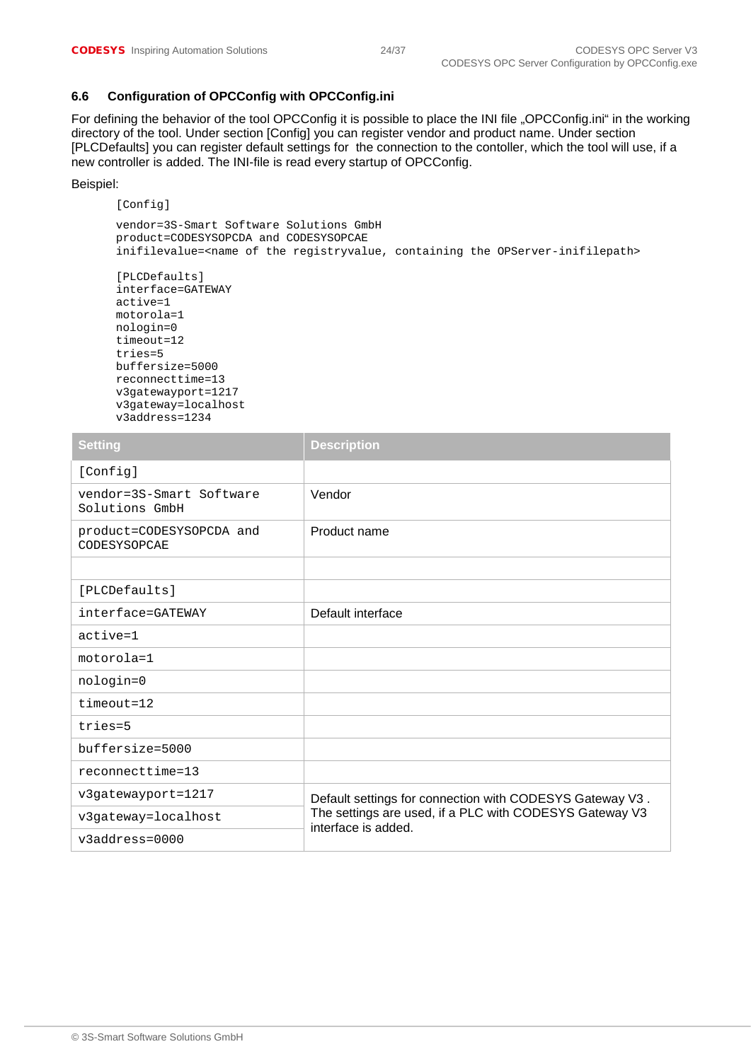### 6.6 Configuration of OPCConfig with OPCConfig.ini

For defining the behavior of the tool OPCConfig it is possible to place the INI file „OPCConfig.ini" in the working directory of the tool. Under section [Config] you can register vendor and product name. Under section [PLCDefaults] you can register default settings for the connection to the contoller, which the tool will use, if a new controller is added. The INI-file is read every startup of OPCConfig.

Beispiel:

```
[Config]

vendor=3S-Smart Software Solutions GmbH
product=CODESYSOPCDA and CODESYSOPCAE
inifilevalue=<name of the registryvalue, containing the OPServer-inifilepath>

[PLCDefaults]
interface=GATEWAY
active=1
motorola=1
nologin=0
timeout=12
tries=5
buffersize=5000
reconnecttime=13
v3gatewayport=1217
v3gateway=localhost
v3address=1234
```

| Setting | Description |
|---|---|
| [Config] | |
| vendor=3S-Smart Software Solutions GmbH | Vendor |
| product=CODESYSOPCDA and CODESYSOPCAE | Product name |
| | |
| [PLCDefaults] | |
| interface=GATEWAY | Default interface |
| active=1 | |
| motorola=1 | |
| nologin=0 | |
| timeout=12 | |
| tries=5 | |
| buffersize=5000 | |
| reconnecttime=13 | |
| v3gatewayport=1217 | Default settings for connection with CODESYS Gateway V3 . The settings are used, if a PLC with CODESYS Gateway V3 interface is added. |
| v3gateway=localhost | |
| v3address=0000 | |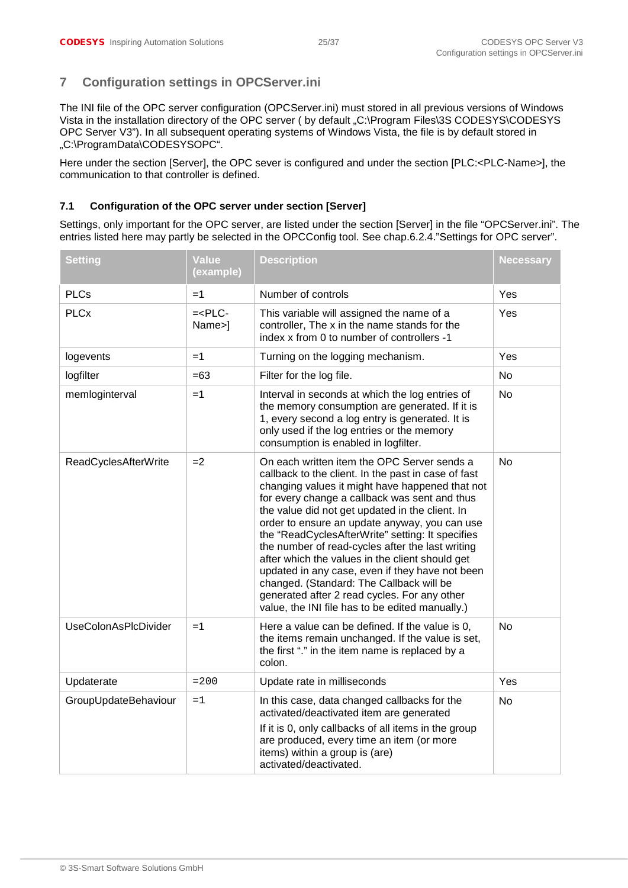## 7 Configuration settings in OPCServer.ini

The INI file of the OPC server configuration (OPCServer.ini) must stored in all previous versions of Windows Vista in the installation directory of the OPC server ( by default „C:\Program Files\3S CODESYS\CODESYS OPC Server V3"). In all subsequent operating systems of Windows Vista, the file is by default stored in „C:\ProgramData\CODESYSOPC".

Here under the section [Server], the OPC sever is configured and under the section [PLC:<PLC-Name>], the communication to that controller is defined.

### 7.1 Configuration of the OPC server under section [Server]

Settings, only important for the OPC server, are listed under the section [Server] in the file "OPCServer.ini". The entries listed here may partly be selected in the OPCConfig tool. See chap.6.2.4."Settings for OPC server".

| Setting | Value (example) | Description | Necessary |
|---|---|---|---|
| PLCs | =1 | Number of controls | Yes |
| PLCx | =<PLC-Name>] | This variable will assigned the name of a controller, The x in the name stands for the index x from 0 to number of controllers -1 | Yes |
| logevents | =1 | Turning on the logging mechanism. | Yes |
| logfilter | =63 | Filter for the log file. | No |
| memloginterval | =1 | Interval in seconds at which the log entries of the memory consumption are generated. If it is 1, every second a log entry is generated. It is only used if the log entries or the memory consumption is enabled in logfilter. | No |
| ReadCyclesAfterWrite | =2 | On each written item the OPC Server sends a callback to the client. In the past in case of fast changing values it might have happened that not for every change a callback was sent and thus the value did not get updated in the client. In order to ensure an update anyway, you can use the "ReadCyclesAfterWrite" setting: It specifies the number of read-cycles after the last writing after which the values in the client should get updated in any case, even if they have not been changed. (Standard: The Callback will be generated after 2 read cycles. For any other value, the INI file has to be edited manually.) | No |
| UseColonAsPlcDivider | =1 | Here a value can be defined. If the value is 0, the items remain unchanged. If the value is set, the first "." in the item name is replaced by a colon. | No |
| Updaterate | =200 | Update rate in milliseconds | Yes |
| GroupUpdateBehaviour | =1 | In this case, data changed callbacks for the activated/deactivated item are generated<br>If it is 0, only callbacks of all items in the group are produced, every time an item (or more items) within a group is (are) activated/deactivated. | No |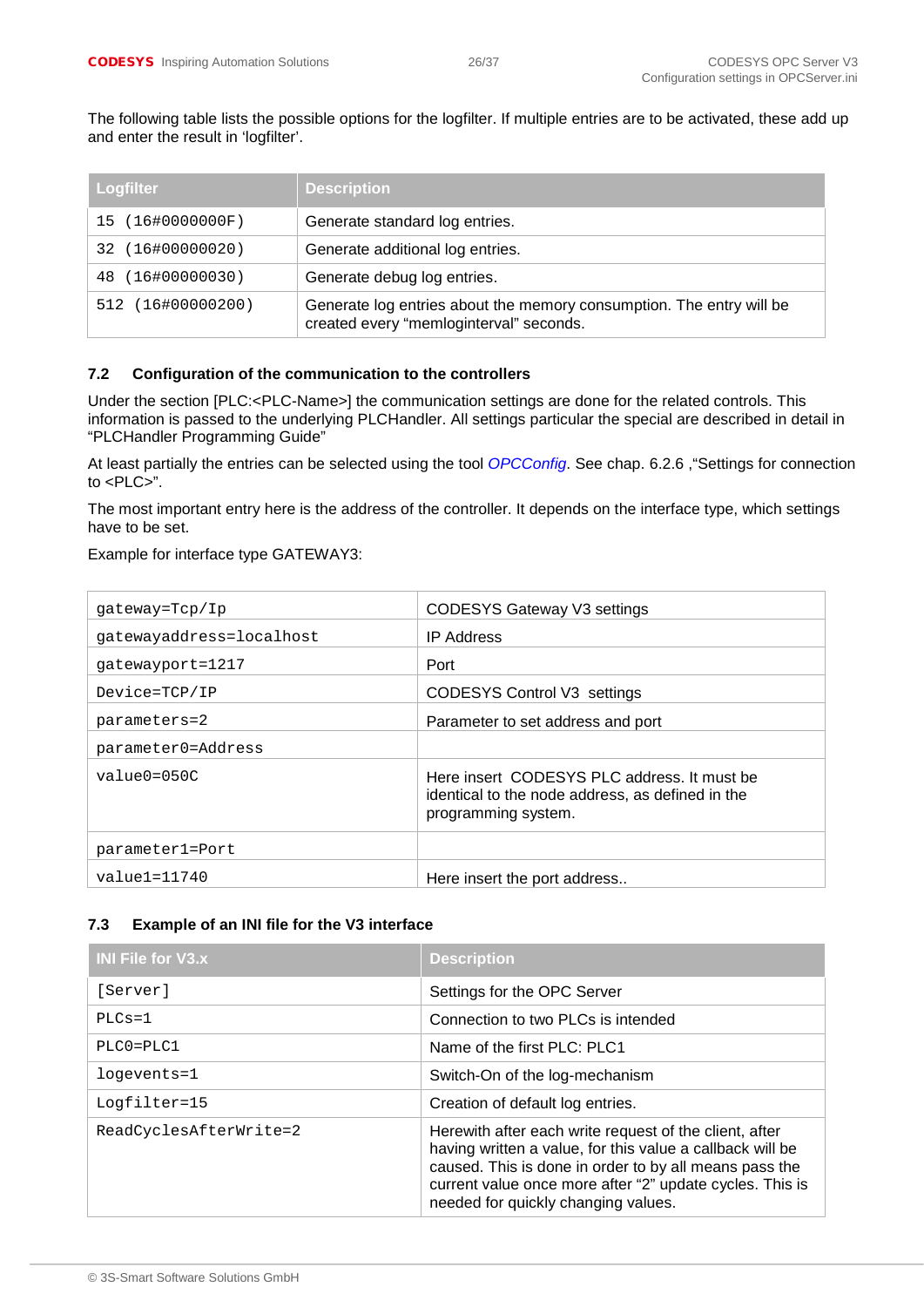The following table lists the possible options for the logfilter. If multiple entries are to be activated, these add up and enter the result in ‘logfilter’.

| Logfilter | Description |
|---|---|
| 15 (16#0000000F) | Generate standard log entries. |
| 32 (16#00000020) | Generate additional log entries. |
| 48 (16#00000030) | Generate debug log entries. |
| 512 (16#00000200) | Generate log entries about the memory consumption. The entry will be created every “memloginterval” seconds. |

### 7.2 Configuration of the communication to the controllers

Under the section [PLC:<PLC-Name>] the communication settings are done for the related controls. This information is passed to the underlying PLCHandler. All settings particular the special are described in detail in “PLCHandler Programming Guide”

At least partially the entries can be selected using the tool *OPCConfig*. See chap. 6.2.6 ,“Settings for connection to <PLC>”.

The most important entry here is the address of the controller. It depends on the interface type, which settings have to be set.

Example for interface type GATEWAY3:

| | |
|---|---|
| gateway=Tcp/Ip | CODESYS Gateway V3 settings |
| gatewayaddress=localhost | IP Address |
| gatewayport=1217 | Port |
| Device=TCP/IP | CODESYS Control V3 settings |
| parameters=2 | Parameter to set address and port |
| parameter0=Address | |
| value0=050C | Here insert CODESYS PLC address. It must be identical to the node address, as defined in the programming system. |
| parameter1=Port | |
| value1=11740 | Here insert the port address.. |

### 7.3 Example of an INI file for the V3 interface

| INI File for V3.x | Description |
|---|---|
| [Server] | Settings for the OPC Server |
| PLCs=1 | Connection to two PLCs is intended |
| PLC0=PLC1 | Name of the first PLC: PLC1 |
| logevents=1 | Switch-On of the log-mechanism |
| Logfilter=15 | Creation of default log entries. |
| ReadCyclesAfterWrite=2 | Herewith after each write request of the client, after having written a value, for this value a callback will be caused. This is done in order to by all means pass the current value once more after “2” update cycles. This is needed for quickly changing values. |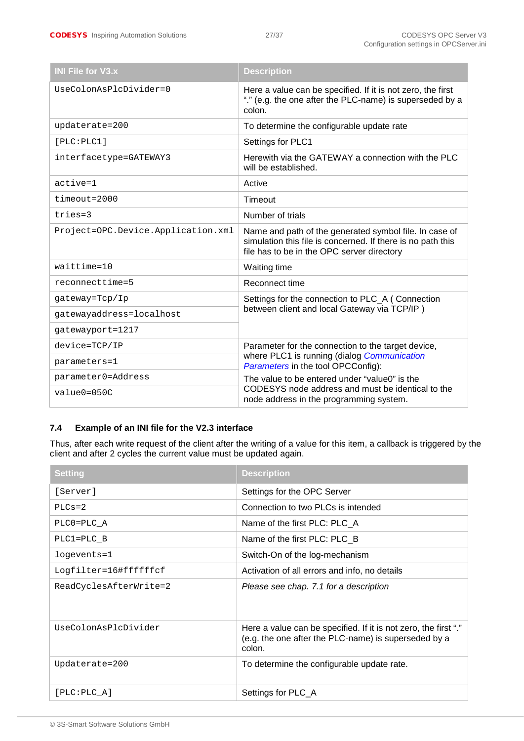| INI File for V3.x | Description |
|---|---|
| UseColonAsPlcDivider=0 | Here a value can be specified. If it is not zero, the first "." (e.g. the one after the PLC-name) is superseded by a colon. |
| updaterate=200 | To determine the configurable update rate |
| [PLC:PLC1] | Settings for PLC1 |
| interfacetype=GATEWAY3 | Herewith via the GATEWAY a connection with the PLC will be established. |
| active=1 | Active |
| timeout=2000 | Timeout |
| tries=3 | Number of trials |
| Project=OPC.Device.Application.xml | Name and path of the generated symbol file. In case of simulation this file is concerned. If there is no path this file has to be in the OPC server directory |
| waittime=10 | Waiting time |
| reconnecttime=5 | Reconnect time |
| gateway=Tcp/Ip | Settings for the connection to PLC_A ( Connection between client and local Gateway via TCP/IP ) |
| gatewayaddress=localhost | |
| gatewayport=1217 | |
| device=TCP/IP | Parameter for the connection to the target device, where PLC1 is running (dialog *Communication Parameters* in the tool OPCConfig): The value to be entered under "value0" is the CODESYS node address and must be identical to the node address in the programming system. |
| parameters=1 | |
| parameter0=Address | |
| value0=050C | |

## 7.4 Example of an INI file for the V2.3 interface

Thus, after each write request of the client after the writing of a value for this item, a callback is triggered by the client and after 2 cycles the current value must be updated again.

| Setting | Description |
|---|---|
| [Server] | Settings for the OPC Server |
| PLCs=2 | Connection to two PLCs is intended |
| PLC0=PLC_A | Name of the first PLC: PLC_A |
| PLC1=PLC_B | Name of the first PLC: PLC_B |
| logevents=1 | Switch-On of the log-mechanism |
| Logfilter=16#ffffffcf | Activation of all errors and info, no details |
| ReadCyclesAfterWrite=2 | *Please see chap. 7.1 for a description* |
| UseColonAsPlcDivider | Here a value can be specified. If it is not zero, the first "." (e.g. the one after the PLC-name) is superseded by a colon. |
| Updaterate=200 | To determine the configurable update rate. |
| [PLC:PLC_A] | Settings for PLC_A |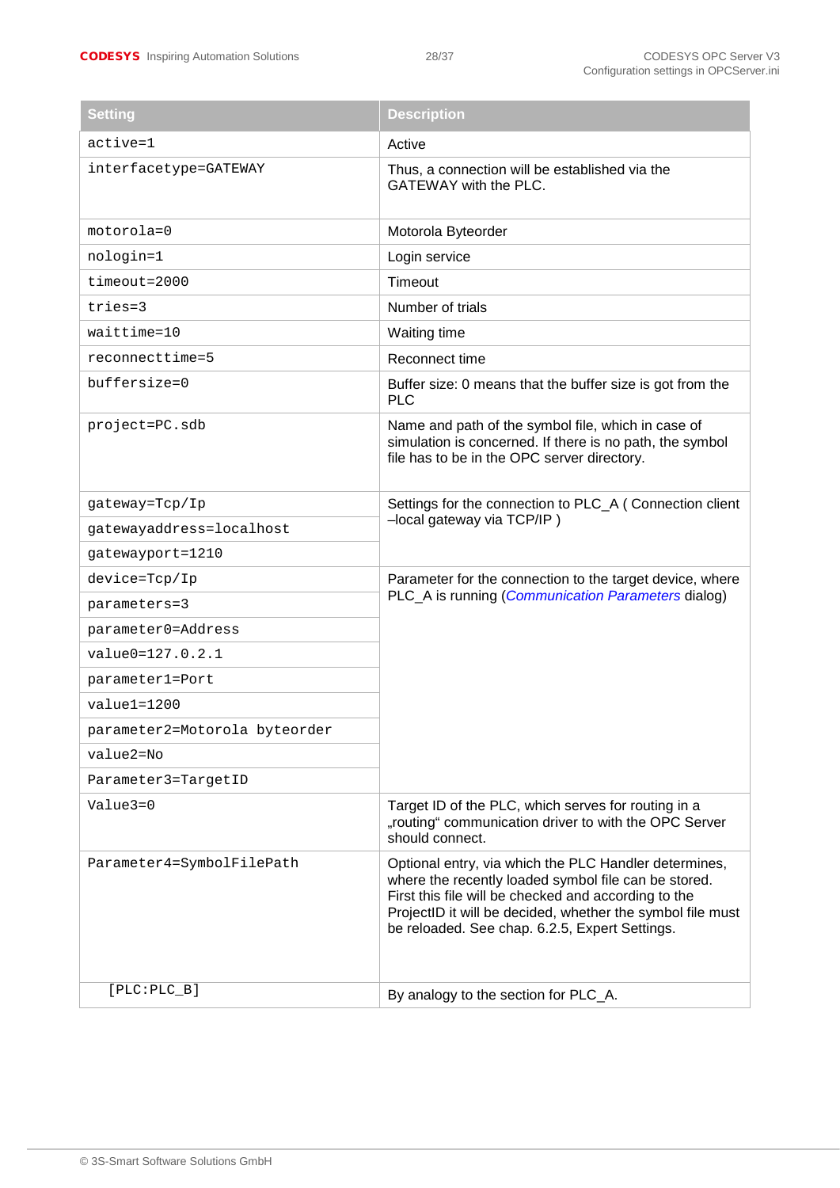| Setting | Description |
|---|---|
| active=1 | Active |
| interfacetype=GATEWAY | Thus, a connection will be established via the GATEWAY with the PLC. |
| motorola=0 | Motorola Byteorder |
| nologin=1 | Login service |
| timeout=2000 | Timeout |
| tries=3 | Number of trials |
| waittime=10 | Waiting time |
| reconnecttime=5 | Reconnect time |
| buffersize=0 | Buffer size: 0 means that the buffer size is got from the PLC |
| project=PC.sdb | Name and path of the symbol file, which in case of simulation is concerned. If there is no path, the symbol file has to be in the OPC server directory. |
| gateway=Tcp/Ip | Settings for the connection to PLC_A ( Connection client –local gateway via TCP/IP ) |
| gatewayaddress=localhost | |
| gatewayport=1210 | |
| device=Tcp/Ip | Parameter for the connection to the target device, where PLC_A is running (*Communication Parameters* dialog) |
| parameters=3 | |
| parameter0=Address | |
| value0=127.0.2.1 | |
| parameter1=Port | |
| value1=1200 | |
| parameter2=Motorola byteorder | |
| value2=No | |
| Parameter3=TargetID | |
| Value3=0 | Target ID of the PLC, which serves for routing in a „routing“ communication driver to with the OPC Server should connect. |
| Parameter4=SymbolFilePath | Optional entry, via which the PLC Handler determines, where the recently loaded symbol file can be stored. First this file will be checked and according to the ProjectID it will be decided, whether the symbol file must be reloaded. See chap. 6.2.5, Expert Settings. |
| [PLC:PLC_B] | By analogy to the section for PLC_A. |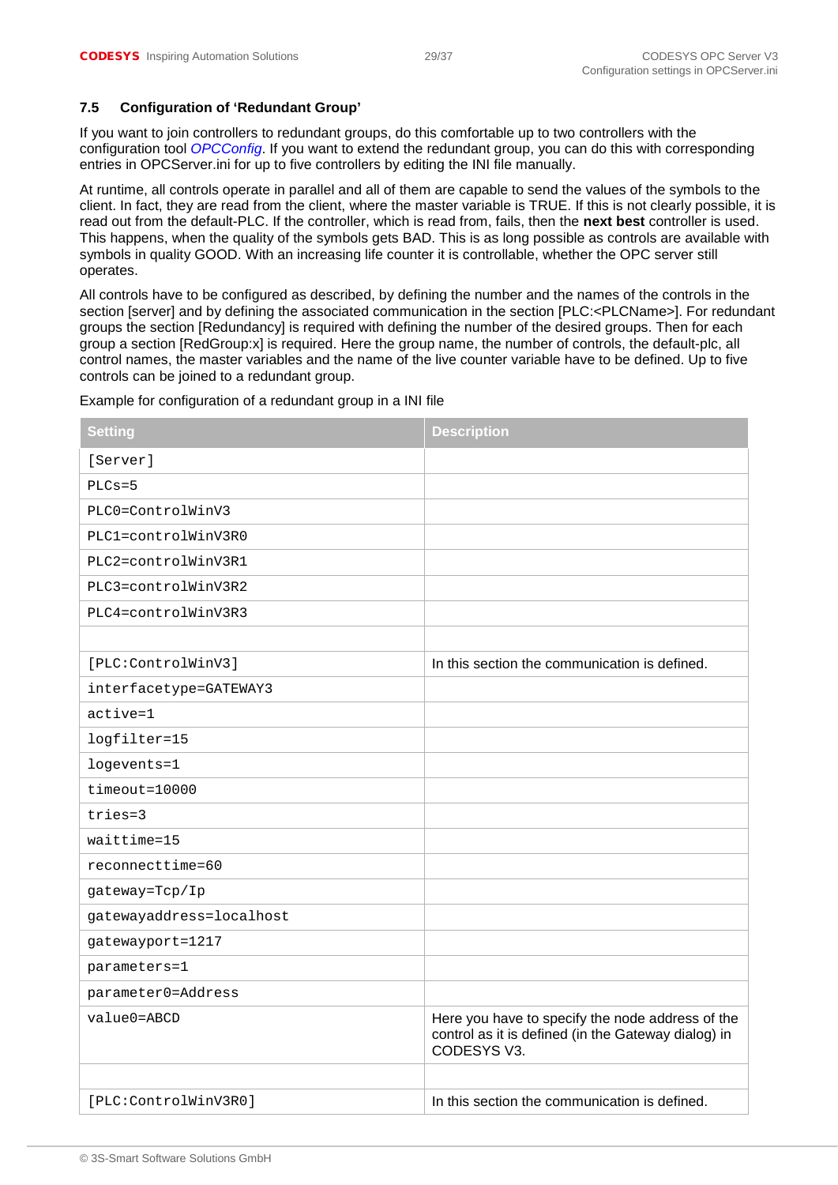### 7.5 Configuration of 'Redundant Group'

If you want to join controllers to redundant groups, do this comfortable up to two controllers with the configuration tool *OPCConfig*. If you want to extend the redundant group, you can do this with corresponding entries in OPCServer.ini for up to five controllers by editing the INI file manually.

At runtime, all controls operate in parallel and all of them are capable to send the values of the symbols to the client. In fact, they are read from the client, where the master variable is TRUE. If this is not clearly possible, it is read out from the default-PLC. If the controller, which is read from, fails, then the **next best** controller is used. This happens, when the quality of the symbols gets BAD. This is as long possible as controls are available with symbols in quality GOOD. With an increasing life counter it is controllable, whether the OPC server still operates.

All controls have to be configured as described, by defining the number and the names of the controls in the section [server] and by defining the associated communication in the section [PLC:<PLCName>]. For redundant groups the section [Redundancy] is required with defining the number of the desired groups. Then for each group a section [RedGroup:x] is required. Here the group name, the number of controls, the default-plc, all control names, the master variables and the name of the live counter variable have to be defined. Up to five controls can be joined to a redundant group.

Example for configuration of a redundant group in a INI file

| Setting | Description |
|---|---|
| `[Server]` | |
| `PLCs=5` | |
| `PLC0=ControlWinV3` | |
| `PLC1=controlWinV3R0` | |
| `PLC2=controlWinV3R1` | |
| `PLC3=controlWinV3R2` | |
| `PLC4=controlWinV3R3` | |
| | |
| `[PLC:ControlWinV3]` | In this section the communication is defined. |
| `interfacetype=GATEWAY3` | |
| `active=1` | |
| `logfilter=15` | |
| `logevents=1` | |
| `timeout=10000` | |
| `tries=3` | |
| `waittime=15` | |
| `reconnecttime=60` | |
| `gateway=Tcp/Ip` | |
| `gatewayaddress=localhost` | |
| `gatewayport=1217` | |
| `parameters=1` | |
| `parameter0=Address` | |
| `value0=ABCD` | Here you have to specify the node address of the control as it is defined (in the Gateway dialog) in CODESYS V3. |
| | |
| `[PLC:ControlWinV3R0]` | In this section the communication is defined. |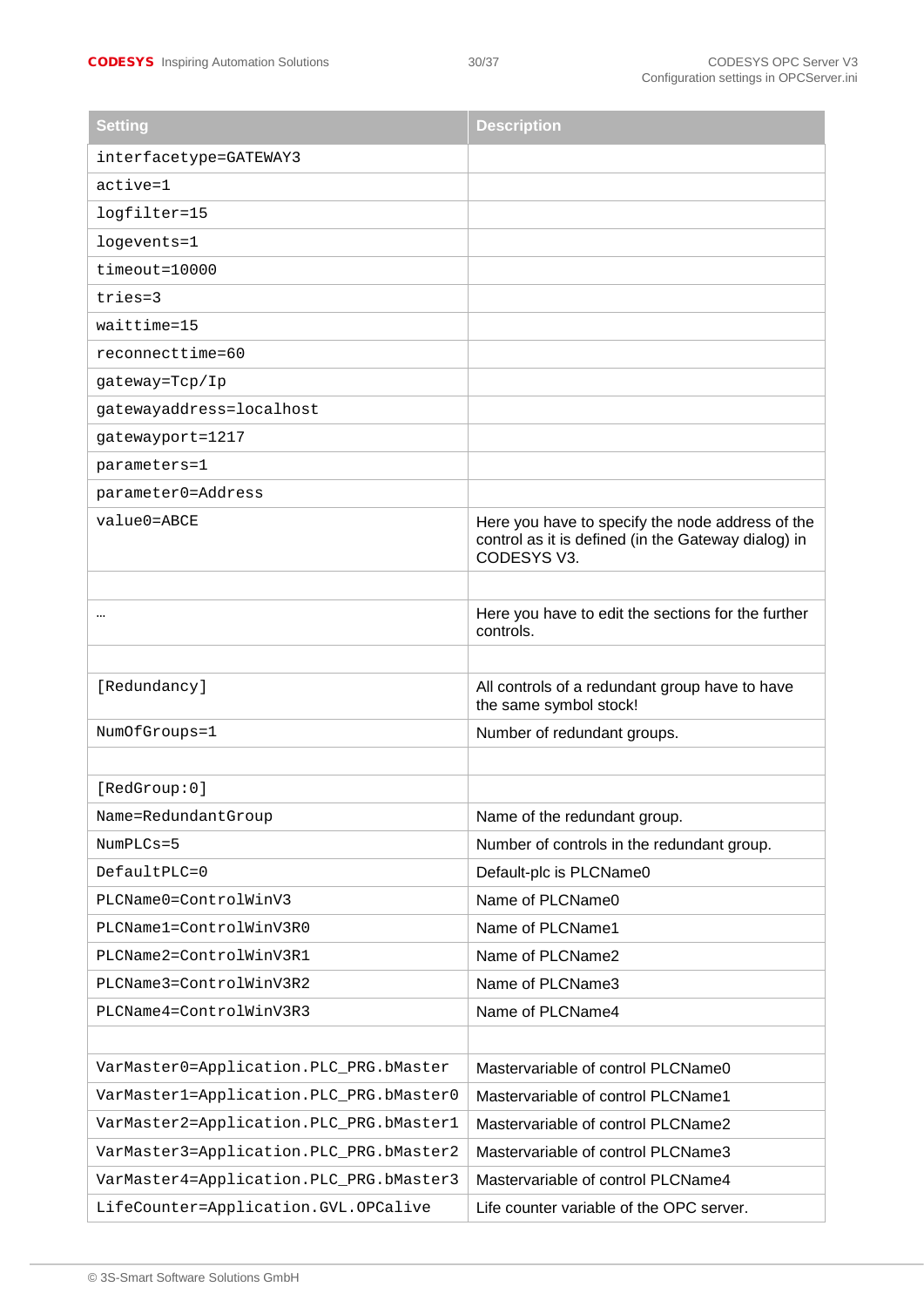| Setting | Description |
| --- | --- |
| interfacetype=GATEWAY3 | |
| active=1 | |
| logfilter=15 | |
| logevents=1 | |
| timeout=10000 | |
| tries=3 | |
| waittime=15 | |
| reconnecttime=60 | |
| gateway=Tcp/Ip | |
| gatewayaddress=localhost | |
| gatewayport=1217 | |
| parameters=1 | |
| parameter0=Address | |
| value0=ABCE | Here you have to specify the node address of the control as it is defined (in the Gateway dialog) in CODESYS V3. |
| | |
| … | Here you have to edit the sections for the further controls. |
| | |
| [Redundancy] | All controls of a redundant group have to have the same symbol stock! |
| NumOfGroups=1 | Number of redundant groups. |
| | |
| [RedGroup:0] | |
| Name=RedundantGroup | Name of the redundant group. |
| NumPLCs=5 | Number of controls in the redundant group. |
| DefaultPLC=0 | Default-plc is PLCName0 |
| PLCName0=ControlWinV3 | Name of PLCName0 |
| PLCName1=ControlWinV3R0 | Name of PLCName1 |
| PLCName2=ControlWinV3R1 | Name of PLCName2 |
| PLCName3=ControlWinV3R2 | Name of PLCName3 |
| PLCName4=ControlWinV3R3 | Name of PLCName4 |
| | |
| VarMaster0=Application.PLC_PRG.bMaster | Mastervariable of control PLCName0 |
| VarMaster1=Application.PLC_PRG.bMaster0 | Mastervariable of control PLCName1 |
| VarMaster2=Application.PLC_PRG.bMaster1 | Mastervariable of control PLCName2 |
| VarMaster3=Application.PLC_PRG.bMaster2 | Mastervariable of control PLCName3 |
| VarMaster4=Application.PLC_PRG.bMaster3 | Mastervariable of control PLCName4 |
| LifeCounter=Application.GVL.OPCalive | Life counter variable of the OPC server. |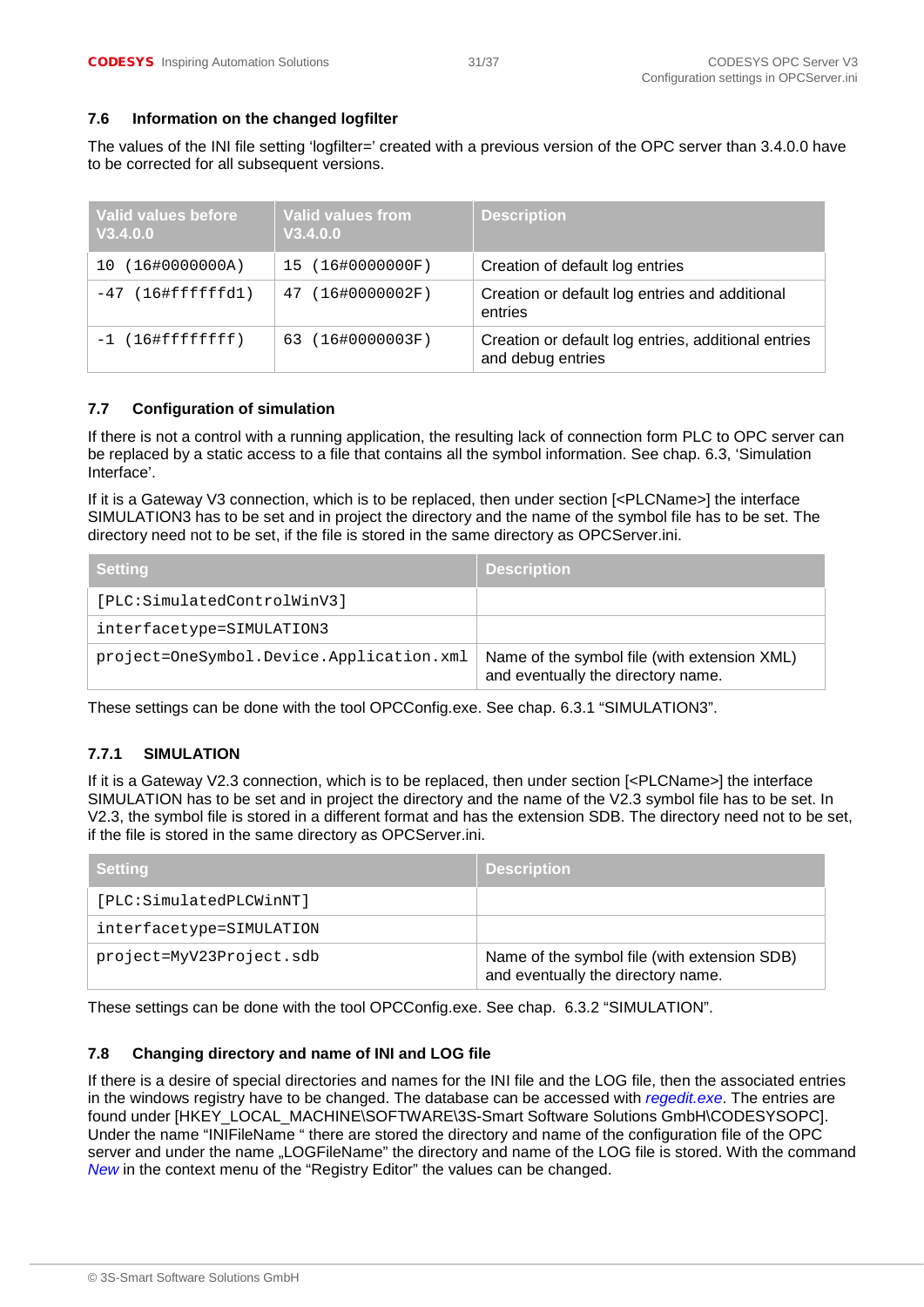## 7.6 Information on the changed logfilter

The values of the INI file setting 'logfilter=' created with a previous version of the OPC server than 3.4.0.0 have to be corrected for all subsequent versions.

| Valid values before V3.4.0.0 | Valid values from V3.4.0.0 | Description |
|---|---|---|
| 10 (16#0000000A) | 15 (16#0000000F) | Creation of default log entries |
| -47 (16#ffffffd1) | 47 (16#0000002F) | Creation or default log entries and additional entries |
| -1 (16#ffffffff) | 63 (16#0000003F) | Creation or default log entries, additional entries and debug entries |

## 7.7 Configuration of simulation

If there is not a control with a running application, the resulting lack of connection form PLC to OPC server can be replaced by a static access to a file that contains all the symbol information. See chap. 6.3, 'Simulation Interface'.

If it is a Gateway V3 connection, which is to be replaced, then under section [<PLCName>] the interface SIMULATION3 has to be set and in project the directory and the name of the symbol file has to be set. The directory need not to be set, if the file is stored in the same directory as OPCServer.ini.

| Setting | Description |
|---|---|
| [PLC:SimulatedControlWinV3] | |
| interfacetype=SIMULATION3 | |
| project=OneSymbol.Device.Application.xml | Name of the symbol file (with extension XML) and eventually the directory name. |

These settings can be done with the tool OPCConfig.exe. See chap. 6.3.1 "SIMULATION3".

### 7.7.1 SIMULATION

If it is a Gateway V2.3 connection, which is to be replaced, then under section [<PLCName>] the interface SIMULATION has to be set and in project the directory and the name of the V2.3 symbol file has to be set. In V2.3, the symbol file is stored in a different format and has the extension SDB. The directory need not to be set, if the file is stored in the same directory as OPCServer.ini.

| Setting | Description |
|---|---|
| [PLC:SimulatedPLCWinNT] | |
| interfacetype=SIMULATION | |
| project=MyV23Project.sdb | Name of the symbol file (with extension SDB) and eventually the directory name. |

These settings can be done with the tool OPCConfig.exe. See chap. 6.3.2 "SIMULATION".

## 7.8 Changing directory and name of INI and LOG file

If there is a desire of special directories and names for the INI file and the LOG file, then the associated entries in the windows registry have to be changed. The database can be accessed with *regedit.exe*. The entries are found under [HKEY_LOCAL_MACHINE\SOFTWARE\3S-Smart Software Solutions GmbH\CODESYSOPC]. Under the name "INIFileName " there are stored the directory and name of the configuration file of the OPC server and under the name „LOGFileName" the directory and name of the LOG file is stored. With the command *New* in the context menu of the "Registry Editor" the values can be changed.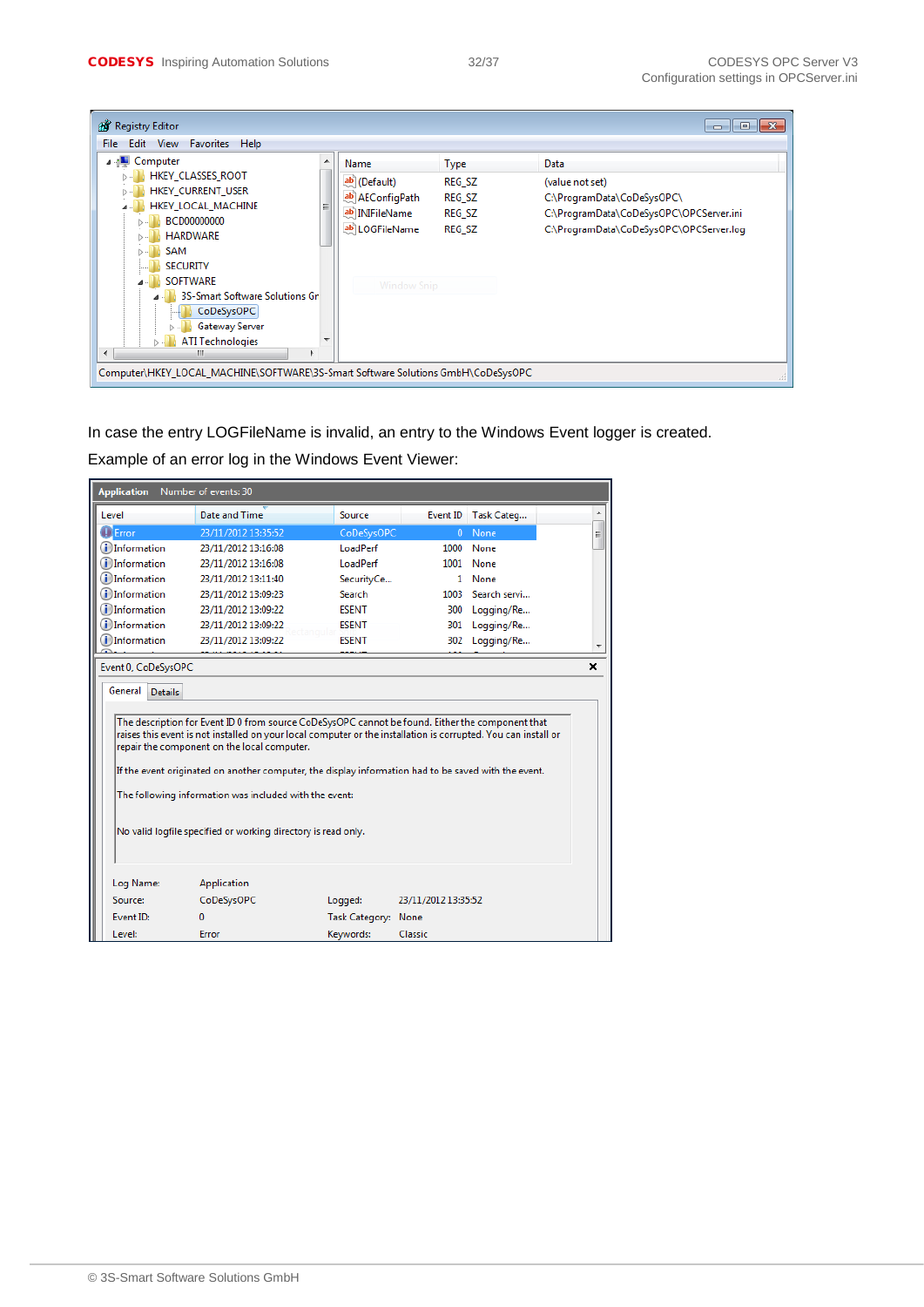In case the entry LOGFileName is invalid, an entry to the Windows Event logger is created.

Example of an error log in the Windows Event Viewer: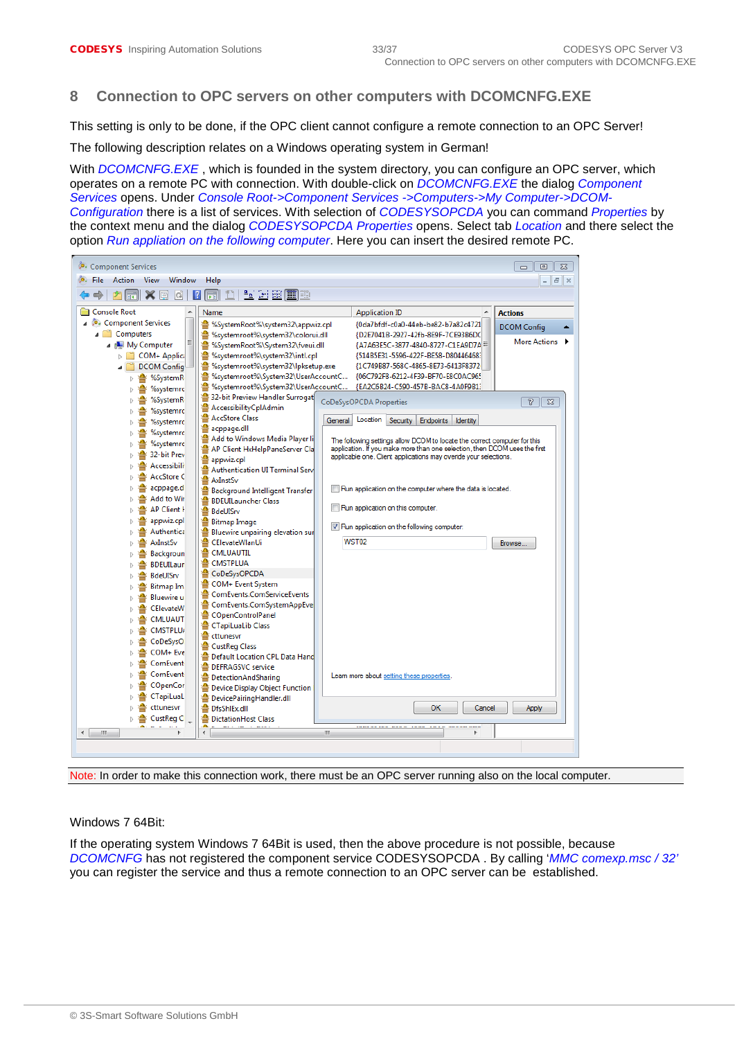# 8 Connection to OPC servers on other computers with DCOMCNFG.EXE

This setting is only to be done, if the OPC client cannot configure a remote connection to an OPC Server!

The following description relates on a Windows operating system in German!

With *DCOMCNFG.EXE* , which is founded in the system directory, you can configure an OPC server, which operates on a remote PC with connection. With double-click on *DCOMCNFG.EXE* the dialog *Component Services* opens. Under *Console Root->Component Services ->Computers->My Computer->DCOM-Configuration* there is a list of services. With selection of *CODESYSOPCDA* you can command *Properties* by the context menu and the dialog *CODESYSOPCDA Properties* opens. Select tab *Location* and there select the option *Run appliation on the following computer*. Here you can insert the desired remote PC.

Note: In order to make this connection work, there must be an OPC server running also on the local computer.

Windows 7 64Bit:

If the operating system Windows 7 64Bit is used, then the above procedure is not possible, because *DCOMCNFG* has not registered the component service CODESYSOPCDA . By calling '*MMC comexp.msc / 32'* you can register the service and thus a remote connection to an OPC server can be established.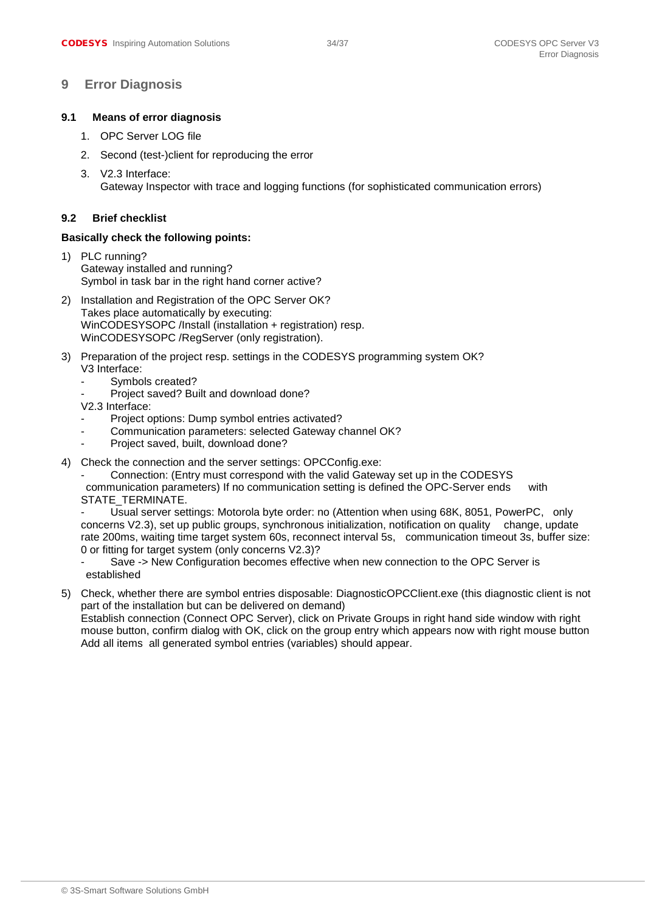# 9 Error Diagnosis

## 9.1 Means of error diagnosis

1. OPC Server LOG file
2. Second (test-)client for reproducing the error
3. V2.3 Interface:
   Gateway Inspector with trace and logging functions (for sophisticated communication errors)

## 9.2 Brief checklist

**Basically check the following points:**

1) PLC running?
   Gateway installed and running?
   Symbol in task bar in the right hand corner active?

2) Installation and Registration of the OPC Server OK?
   Takes place automatically by executing:
   WinCODESYSOPC /Install (installation + registration) resp.
   WinCODESYSOPC /RegServer (only registration).

3) Preparation of the project resp. settings in the CODESYS programming system OK?
   V3 Interface:
   - Symbols created?
   - Project saved? Built and download done?

   V2.3 Interface:
   - Project options: Dump symbol entries activated?
   - Communication parameters: selected Gateway channel OK?
   - Project saved, built, download done?

4) Check the connection and the server settings: OPCConfig.exe:
   - Connection: (Entry must correspond with the valid Gateway set up in the CODESYS communication parameters) If no communication setting is defined the OPC-Server ends with STATE_TERMINATE.
   - Usual server settings: Motorola byte order: no (Attention when using 68K, 8051, PowerPC, only concerns V2.3), set up public groups, synchronous initialization, notification on quality change, update rate 200ms, waiting time target system 60s, reconnect interval 5s, communication timeout 3s, buffer size: 0 or fitting for target system (only concerns V2.3)?
   - Save -> New Configuration becomes effective when new connection to the OPC Server is established

5) Check, whether there are symbol entries disposable: DiagnosticOPCClient.exe (this diagnostic client is not part of the installation but can be delivered on demand)
   Establish connection (Connect OPC Server), click on Private Groups in right hand side window with right mouse button, confirm dialog with OK, click on the group entry which appears now with right mouse button Add all items all generated symbol entries (variables) should appear.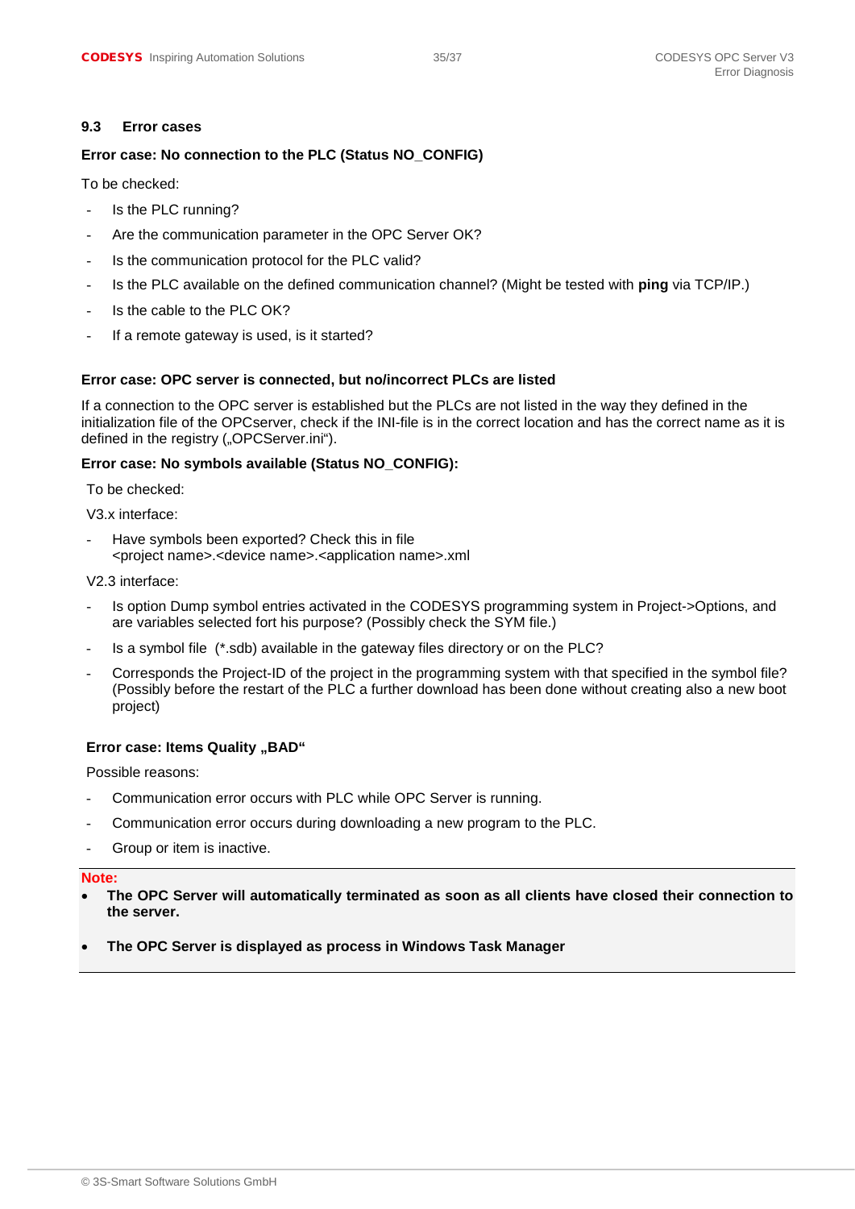## 9.3 Error cases

**Error case: No connection to the PLC (Status NO_CONFIG)**

To be checked:

- Is the PLC running?
- Are the communication parameter in the OPC Server OK?
- Is the communication protocol for the PLC valid?
- Is the PLC available on the defined communication channel? (Might be tested with **ping** via TCP/IP.)
- Is the cable to the PLC OK?
- If a remote gateway is used, is it started?

**Error case: OPC server is connected, but no/incorrect PLCs are listed**

If a connection to the OPC server is established but the PLCs are not listed in the way they defined in the initialization file of the OPCserver, check if the INI-file is in the correct location and has the correct name as it is defined in the registry („OPCServer.ini“).

**Error case: No symbols available (Status NO_CONFIG):**

To be checked:

V3.x interface:

- Have symbols been exported? Check this in file <project name>.<device name>.<application name>.xml

V2.3 interface:

- Is option Dump symbol entries activated in the CODESYS programming system in Project->Options, and are variables selected fort his purpose? (Possibly check the SYM file.)
- Is a symbol file (*.sdb) available in the gateway files directory or on the PLC?
- Corresponds the Project-ID of the project in the programming system with that specified in the symbol file? (Possibly before the restart of the PLC a further download has been done without creating also a new boot project)

**Error case: Items Quality „BAD“**

Possible reasons:

- Communication error occurs with PLC while OPC Server is running.
- Communication error occurs during downloading a new program to the PLC.
- Group or item is inactive.

**Note:**

- **The OPC Server will automatically terminated as soon as all clients have closed their connection to the server.**
- **The OPC Server is displayed as process in Windows Task Manager**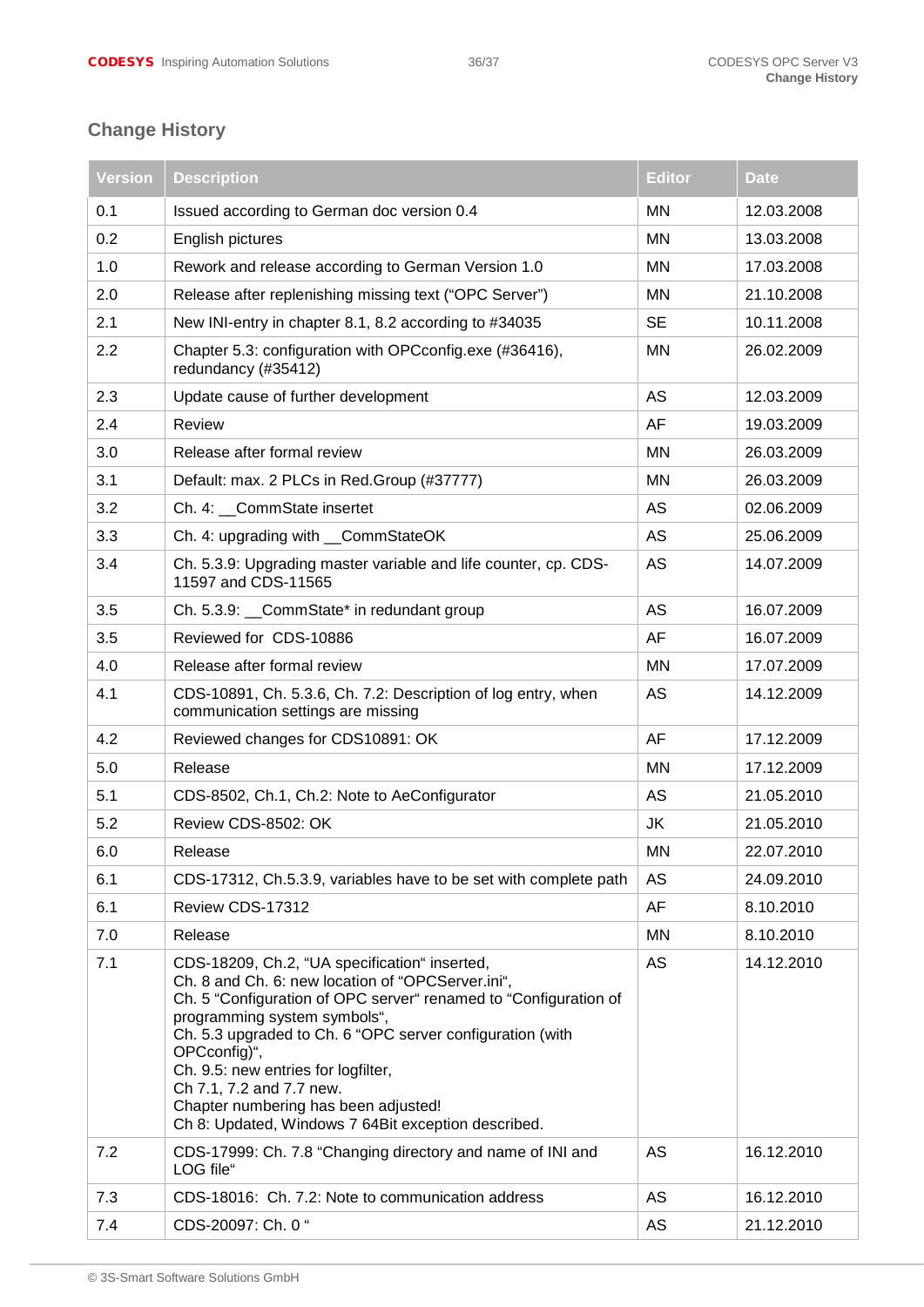## Change History

| Version | Description | Editor | Date |
|---|---|---|---|
| 0.1 | Issued according to German doc version 0.4 | MN | 12.03.2008 |
| 0.2 | English pictures | MN | 13.03.2008 |
| 1.0 | Rework and release according to German Version 1.0 | MN | 17.03.2008 |
| 2.0 | Release after replenishing missing text (“OPC Server”) | MN | 21.10.2008 |
| 2.1 | New INI-entry in chapter 8.1, 8.2 according to #34035 | SE | 10.11.2008 |
| 2.2 | Chapter 5.3: configuration with OPCconfig.exe (#36416), redundancy (#35412) | MN | 26.02.2009 |
| 2.3 | Update cause of further development | AS | 12.03.2009 |
| 2.4 | Review | AF | 19.03.2009 |
| 3.0 | Release after formal review | MN | 26.03.2009 |
| 3.1 | Default: max. 2 PLCs in Red.Group (#37777) | MN | 26.03.2009 |
| 3.2 | Ch. 4: __CommState insertet | AS | 02.06.2009 |
| 3.3 | Ch. 4: upgrading with __CommStateOK | AS | 25.06.2009 |
| 3.4 | Ch. 5.3.9: Upgrading master variable and life counter, cp. CDS-11597 and CDS-11565 | AS | 14.07.2009 |
| 3.5 | Ch. 5.3.9: __CommState* in redundant group | AS | 16.07.2009 |
| 3.5 | Reviewed for CDS-10886 | AF | 16.07.2009 |
| 4.0 | Release after formal review | MN | 17.07.2009 |
| 4.1 | CDS-10891, Ch. 5.3.6, Ch. 7.2: Description of log entry, when communication settings are missing | AS | 14.12.2009 |
| 4.2 | Reviewed changes for CDS10891: OK | AF | 17.12.2009 |
| 5.0 | Release | MN | 17.12.2009 |
| 5.1 | CDS-8502, Ch.1, Ch.2: Note to AeConfigurator | AS | 21.05.2010 |
| 5.2 | Review CDS-8502: OK | JK | 21.05.2010 |
| 6.0 | Release | MN | 22.07.2010 |
| 6.1 | CDS-17312, Ch.5.3.9, variables have to be set with complete path | AS | 24.09.2010 |
| 6.1 | Review CDS-17312 | AF | 8.10.2010 |
| 7.0 | Release | MN | 8.10.2010 |
| 7.1 | CDS-18209, Ch.2, “UA specification“ inserted,<br>Ch. 8 and Ch. 6: new location of “OPCServer.ini“,<br>Ch. 5 “Configuration of OPC server“ renamed to “Configuration of programming system symbols“,<br>Ch. 5.3 upgraded to Ch. 6 “OPC server configuration (with OPCconfig)“,<br>Ch. 9.5: new entries for logfilter,<br>Ch 7.1, 7.2 and 7.7 new.<br>Chapter numbering has been adjusted!<br>Ch 8: Updated, Windows 7 64Bit exception described. | AS | 14.12.2010 |
| 7.2 | CDS-17999: Ch. 7.8 “Changing directory and name of INI and LOG file“ | AS | 16.12.2010 |
| 7.3 | CDS-18016: Ch. 7.2: Note to communication address | AS | 16.12.2010 |
| 7.4 | CDS-20097: Ch. 0 “ | AS | 21.12.2010 |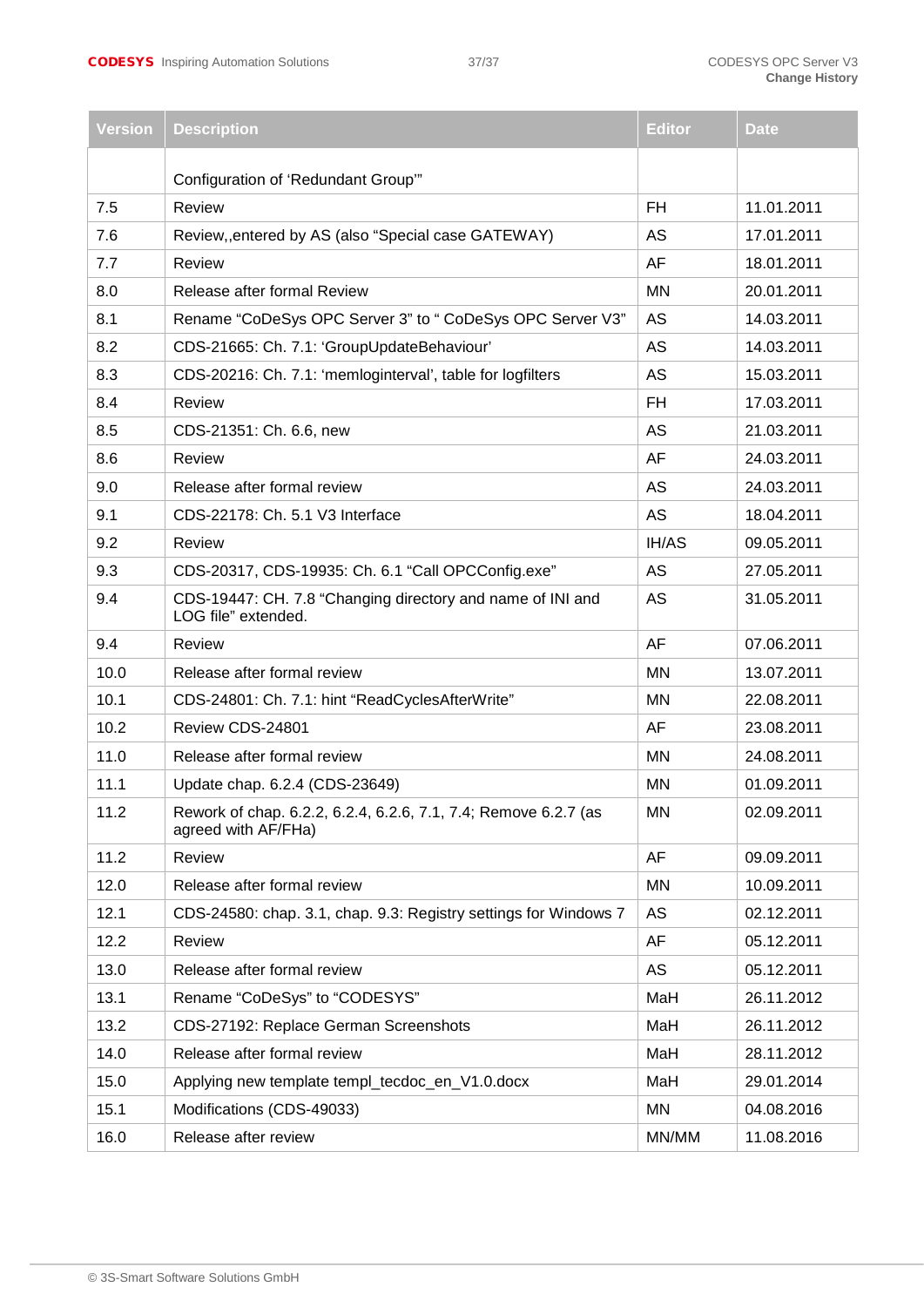| Version | Description | Editor | Date |
|---|---|---|---|
| | Configuration of 'Redundant Group'" | | |
| 7.5 | Review | FH | 11.01.2011 |
| 7.6 | Review,,entered by AS (also "Special case GATEWAY) | AS | 17.01.2011 |
| 7.7 | Review | AF | 18.01.2011 |
| 8.0 | Release after formal Review | MN | 20.01.2011 |
| 8.1 | Rename "CoDeSys OPC Server 3" to " CoDeSys OPC Server V3" | AS | 14.03.2011 |
| 8.2 | CDS-21665: Ch. 7.1: 'GroupUpdateBehaviour' | AS | 14.03.2011 |
| 8.3 | CDS-20216: Ch. 7.1: 'memloginterval', table for logfilters | AS | 15.03.2011 |
| 8.4 | Review | FH | 17.03.2011 |
| 8.5 | CDS-21351: Ch. 6.6, new | AS | 21.03.2011 |
| 8.6 | Review | AF | 24.03.2011 |
| 9.0 | Release after formal review | AS | 24.03.2011 |
| 9.1 | CDS-22178: Ch. 5.1 V3 Interface | AS | 18.04.2011 |
| 9.2 | Review | IH/AS | 09.05.2011 |
| 9.3 | CDS-20317, CDS-19935: Ch. 6.1 "Call OPCConfig.exe" | AS | 27.05.2011 |
| 9.4 | CDS-19447: CH. 7.8 "Changing directory and name of INI and LOG file" extended. | AS | 31.05.2011 |
| 9.4 | Review | AF | 07.06.2011 |
| 10.0 | Release after formal review | MN | 13.07.2011 |
| 10.1 | CDS-24801: Ch. 7.1: hint "ReadCyclesAfterWrite" | MN | 22.08.2011 |
| 10.2 | Review CDS-24801 | AF | 23.08.2011 |
| 11.0 | Release after formal review | MN | 24.08.2011 |
| 11.1 | Update chap. 6.2.4 (CDS-23649) | MN | 01.09.2011 |
| 11.2 | Rework of chap. 6.2.2, 6.2.4, 6.2.6, 7.1, 7.4; Remove 6.2.7 (as agreed with AF/FHa) | MN | 02.09.2011 |
| 11.2 | Review | AF | 09.09.2011 |
| 12.0 | Release after formal review | MN | 10.09.2011 |
| 12.1 | CDS-24580: chap. 3.1, chap. 9.3: Registry settings for Windows 7 | AS | 02.12.2011 |
| 12.2 | Review | AF | 05.12.2011 |
| 13.0 | Release after formal review | AS | 05.12.2011 |
| 13.1 | Rename "CoDeSys" to "CODESYS" | MaH | 26.11.2012 |
| 13.2 | CDS-27192: Replace German Screenshots | MaH | 26.11.2012 |
| 14.0 | Release after formal review | MaH | 28.11.2012 |
| 15.0 | Applying new template templ_tecdoc_en_V1.0.docx | MaH | 29.01.2014 |
| 15.1 | Modifications (CDS-49033) | MN | 04.08.2016 |
| 16.0 | Release after review | MN/MM | 11.08.2016 |